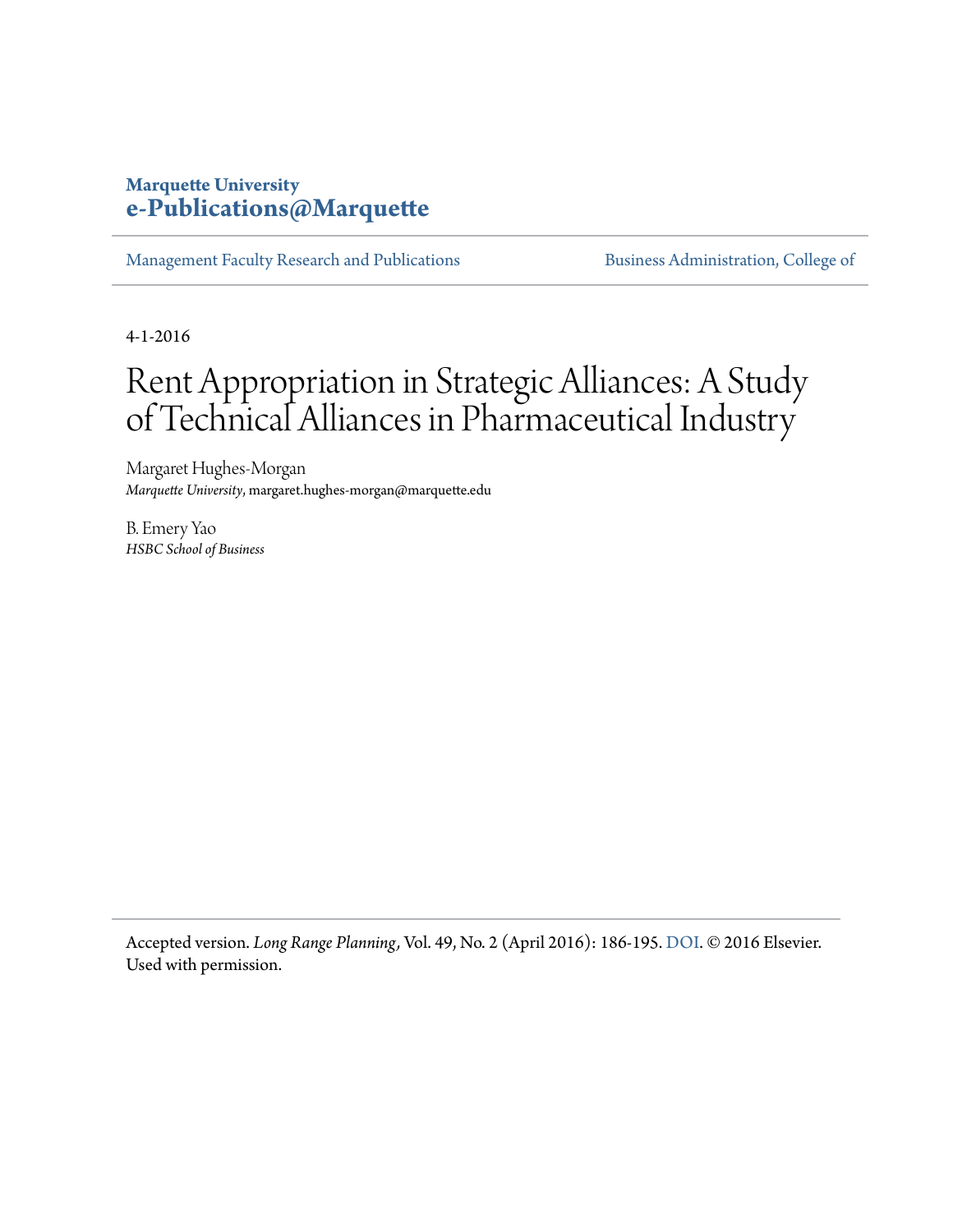**Marquette University**
**e-Publications@Marquette**

Management Faculty Research and Publications | Business Administration, College of

4-1-2016

# Rent Appropriation in Strategic Alliances: A Study of Technical Alliances in Pharmaceutical Industry

Margaret Hughes-Morgan
*Marquette University*, margaret.hughes-morgan@marquette.edu

B. Emery Yao
*HSBC School of Business*

Accepted version. *Long Range Planning*, Vol. 49, No. 2 (April 2016): 186-195. DOI. © 2016 Elsevier. Used with permission.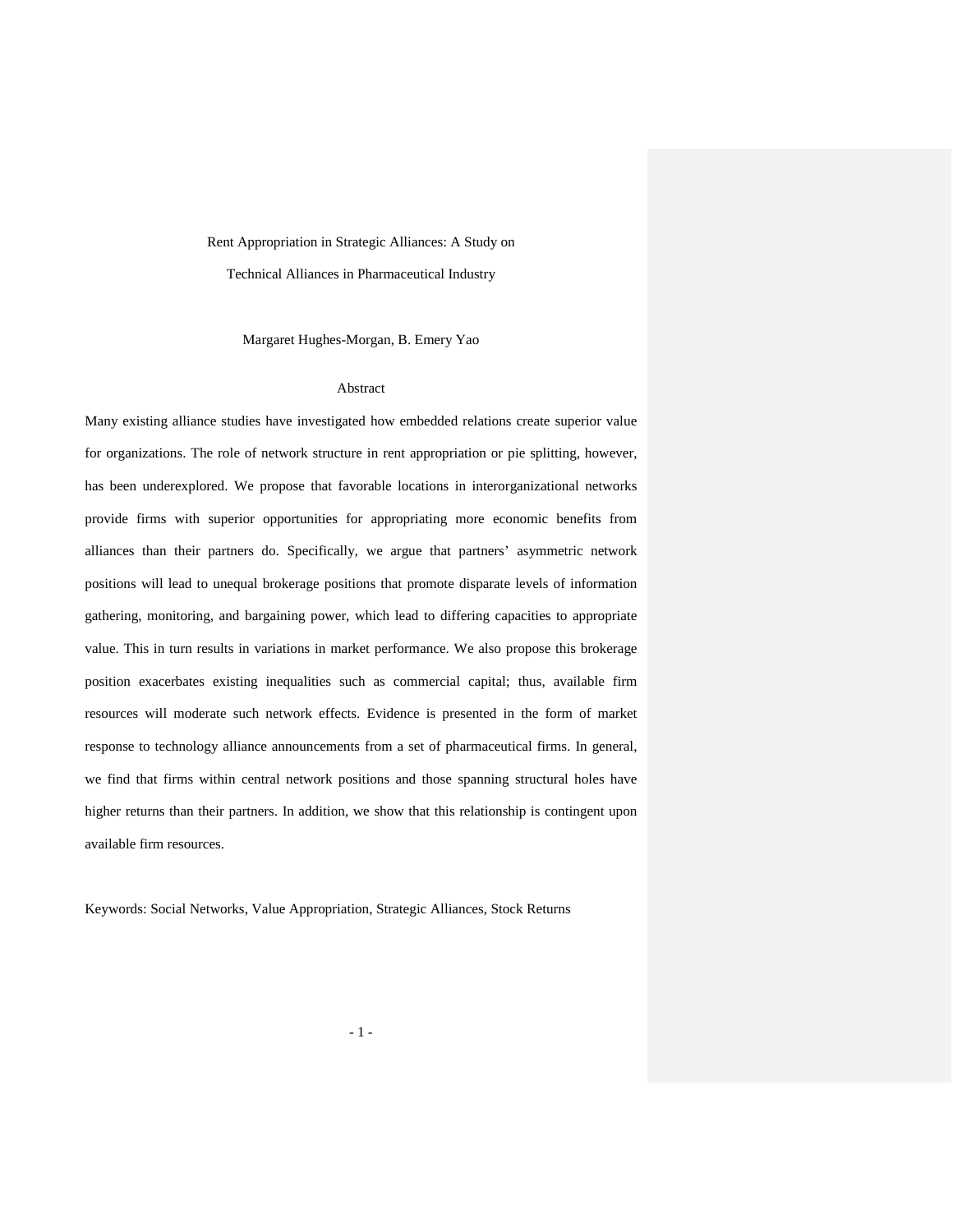# Rent Appropriation in Strategic Alliances: A Study on Technical Alliances in Pharmaceutical Industry

Margaret Hughes-Morgan, B. Emery Yao

## Abstract

Many existing alliance studies have investigated how embedded relations create superior value for organizations. The role of network structure in rent appropriation or pie splitting, however, has been underexplored. We propose that favorable locations in interorganizational networks provide firms with superior opportunities for appropriating more economic benefits from alliances than their partners do. Specifically, we argue that partners' asymmetric network positions will lead to unequal brokerage positions that promote disparate levels of information gathering, monitoring, and bargaining power, which lead to differing capacities to appropriate value. This in turn results in variations in market performance. We also propose this brokerage position exacerbates existing inequalities such as commercial capital; thus, available firm resources will moderate such network effects. Evidence is presented in the form of market response to technology alliance announcements from a set of pharmaceutical firms. In general, we find that firms within central network positions and those spanning structural holes have higher returns than their partners. In addition, we show that this relationship is contingent upon available firm resources.

Keywords: Social Networks, Value Appropriation, Strategic Alliances, Stock Returns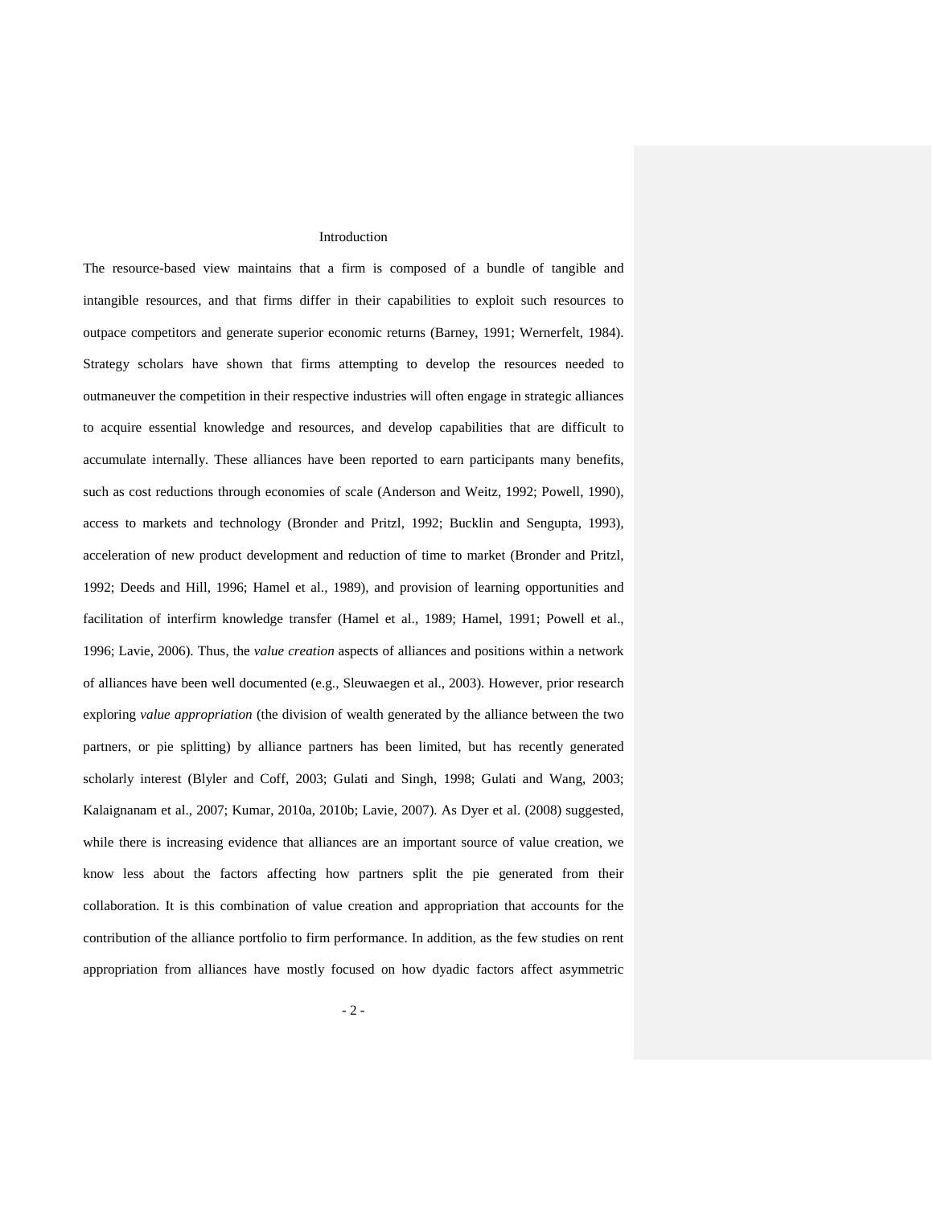# Introduction

The resource-based view maintains that a firm is composed of a bundle of tangible and intangible resources, and that firms differ in their capabilities to exploit such resources to outpace competitors and generate superior economic returns (Barney, 1991; Wernerfelt, 1984). Strategy scholars have shown that firms attempting to develop the resources needed to outmaneuver the competition in their respective industries will often engage in strategic alliances to acquire essential knowledge and resources, and develop capabilities that are difficult to accumulate internally. These alliances have been reported to earn participants many benefits, such as cost reductions through economies of scale (Anderson and Weitz, 1992; Powell, 1990), access to markets and technology (Bronder and Pritzl, 1992; Bucklin and Sengupta, 1993), acceleration of new product development and reduction of time to market (Bronder and Pritzl, 1992; Deeds and Hill, 1996; Hamel et al., 1989), and provision of learning opportunities and facilitation of interfirm knowledge transfer (Hamel et al., 1989; Hamel, 1991; Powell et al., 1996; Lavie, 2006). Thus, the *value creation* aspects of alliances and positions within a network of alliances have been well documented (e.g., Sleuwaegen et al., 2003). However, prior research exploring *value appropriation* (the division of wealth generated by the alliance between the two partners, or pie splitting) by alliance partners has been limited, but has recently generated scholarly interest (Blyler and Coff, 2003; Gulati and Singh, 1998; Gulati and Wang, 2003; Kalaignanam et al., 2007; Kumar, 2010a, 2010b; Lavie, 2007). As Dyer et al. (2008) suggested, while there is increasing evidence that alliances are an important source of value creation, we know less about the factors affecting how partners split the pie generated from their collaboration. It is this combination of value creation and appropriation that accounts for the contribution of the alliance portfolio to firm performance. In addition, as the few studies on rent appropriation from alliances have mostly focused on how dyadic factors affect asymmetric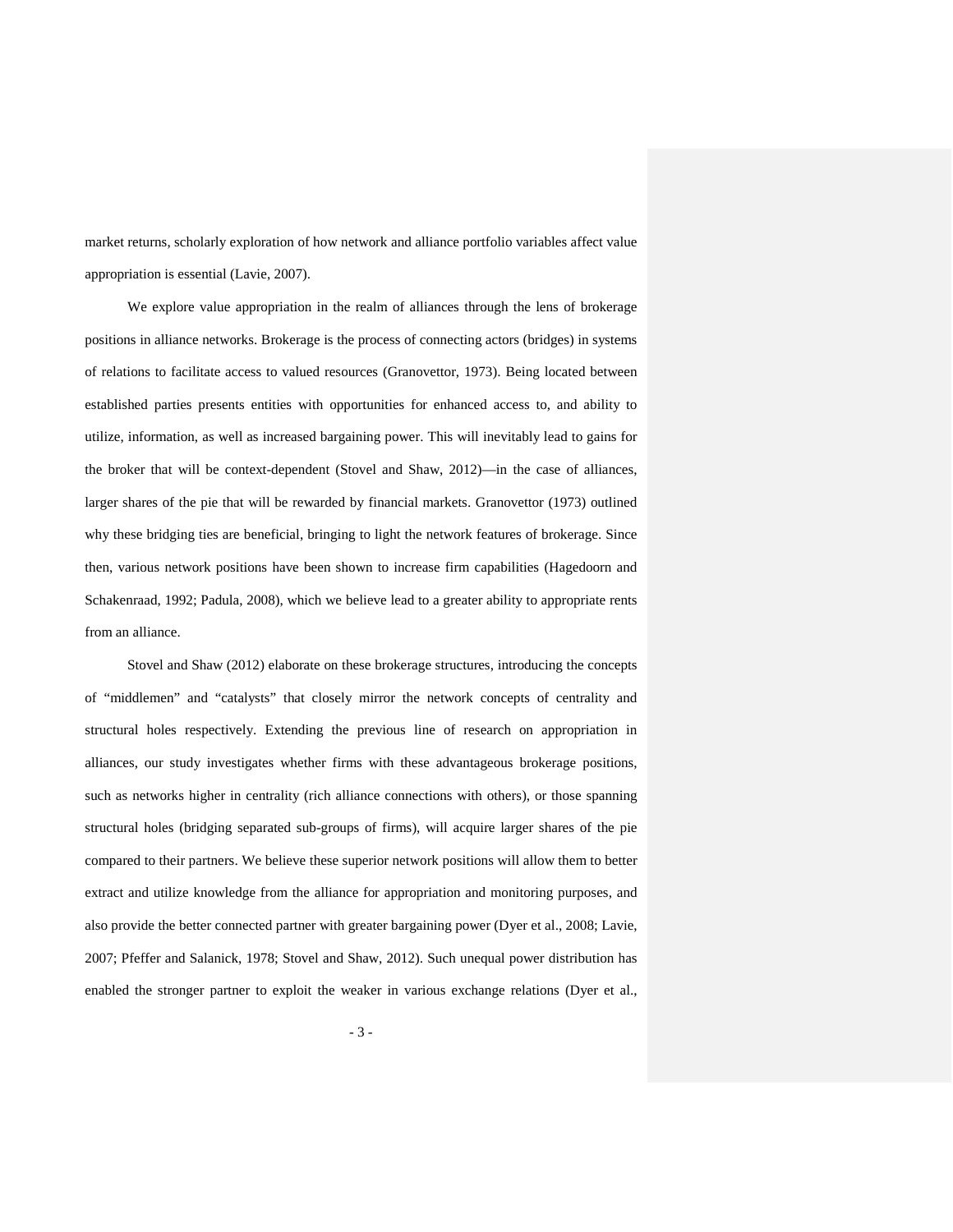market returns, scholarly exploration of how network and alliance portfolio variables affect value appropriation is essential (Lavie, 2007).

We explore value appropriation in the realm of alliances through the lens of brokerage positions in alliance networks. Brokerage is the process of connecting actors (bridges) in systems of relations to facilitate access to valued resources (Granovettor, 1973). Being located between established parties presents entities with opportunities for enhanced access to, and ability to utilize, information, as well as increased bargaining power. This will inevitably lead to gains for the broker that will be context-dependent (Stovel and Shaw, 2012)—in the case of alliances, larger shares of the pie that will be rewarded by financial markets. Granovettor (1973) outlined why these bridging ties are beneficial, bringing to light the network features of brokerage. Since then, various network positions have been shown to increase firm capabilities (Hagedoorn and Schakenraad, 1992; Padula, 2008), which we believe lead to a greater ability to appropriate rents from an alliance.

Stovel and Shaw (2012) elaborate on these brokerage structures, introducing the concepts of "middlemen" and "catalysts" that closely mirror the network concepts of centrality and structural holes respectively. Extending the previous line of research on appropriation in alliances, our study investigates whether firms with these advantageous brokerage positions, such as networks higher in centrality (rich alliance connections with others), or those spanning structural holes (bridging separated sub-groups of firms), will acquire larger shares of the pie compared to their partners. We believe these superior network positions will allow them to better extract and utilize knowledge from the alliance for appropriation and monitoring purposes, and also provide the better connected partner with greater bargaining power (Dyer et al., 2008; Lavie, 2007; Pfeffer and Salanick, 1978; Stovel and Shaw, 2012). Such unequal power distribution has enabled the stronger partner to exploit the weaker in various exchange relations (Dyer et al.,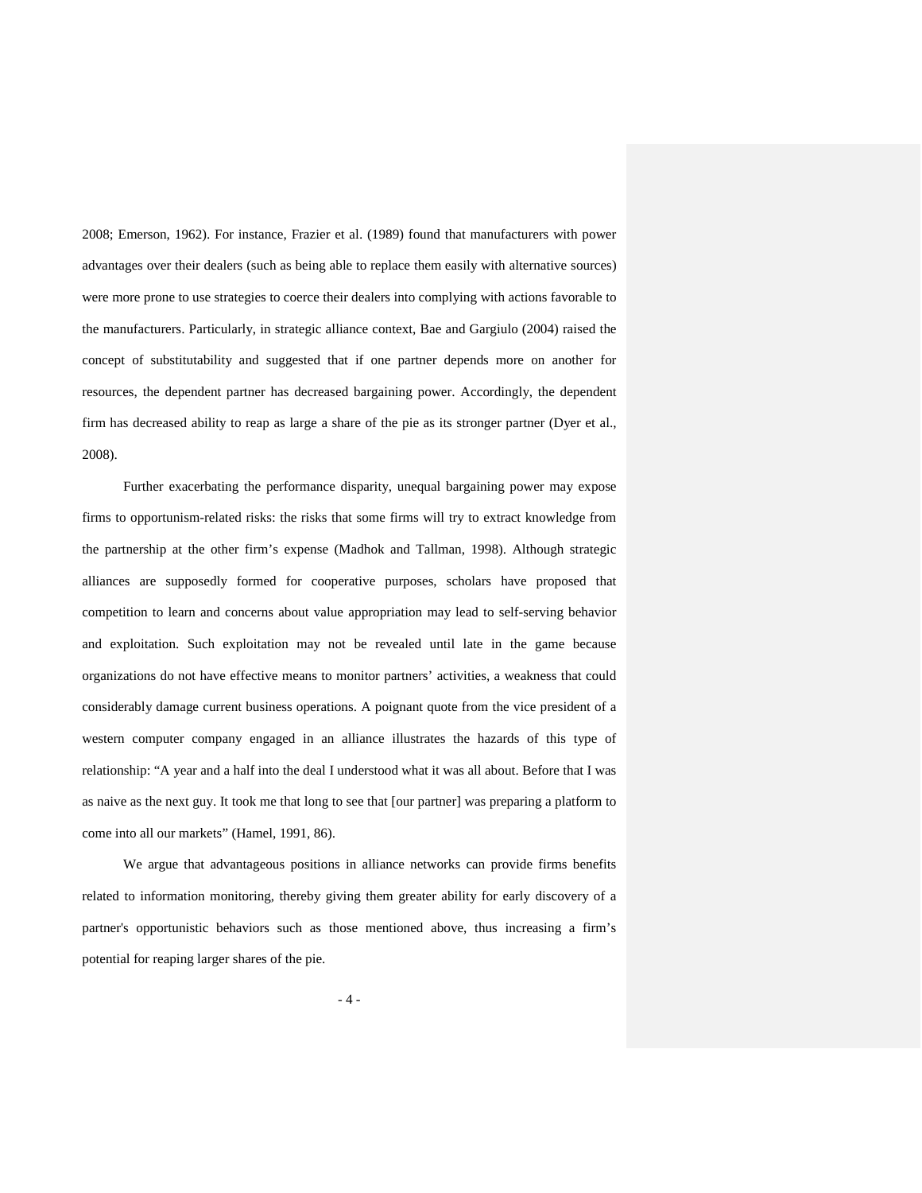2008; Emerson, 1962). For instance, Frazier et al. (1989) found that manufacturers with power advantages over their dealers (such as being able to replace them easily with alternative sources) were more prone to use strategies to coerce their dealers into complying with actions favorable to the manufacturers. Particularly, in strategic alliance context, Bae and Gargiulo (2004) raised the concept of substitutability and suggested that if one partner depends more on another for resources, the dependent partner has decreased bargaining power. Accordingly, the dependent firm has decreased ability to reap as large a share of the pie as its stronger partner (Dyer et al., 2008).

Further exacerbating the performance disparity, unequal bargaining power may expose firms to opportunism-related risks: the risks that some firms will try to extract knowledge from the partnership at the other firm's expense (Madhok and Tallman, 1998). Although strategic alliances are supposedly formed for cooperative purposes, scholars have proposed that competition to learn and concerns about value appropriation may lead to self-serving behavior and exploitation. Such exploitation may not be revealed until late in the game because organizations do not have effective means to monitor partners' activities, a weakness that could considerably damage current business operations. A poignant quote from the vice president of a western computer company engaged in an alliance illustrates the hazards of this type of relationship: "A year and a half into the deal I understood what it was all about. Before that I was as naive as the next guy. It took me that long to see that [our partner] was preparing a platform to come into all our markets" (Hamel, 1991, 86).

We argue that advantageous positions in alliance networks can provide firms benefits related to information monitoring, thereby giving them greater ability for early discovery of a partner's opportunistic behaviors such as those mentioned above, thus increasing a firm's potential for reaping larger shares of the pie.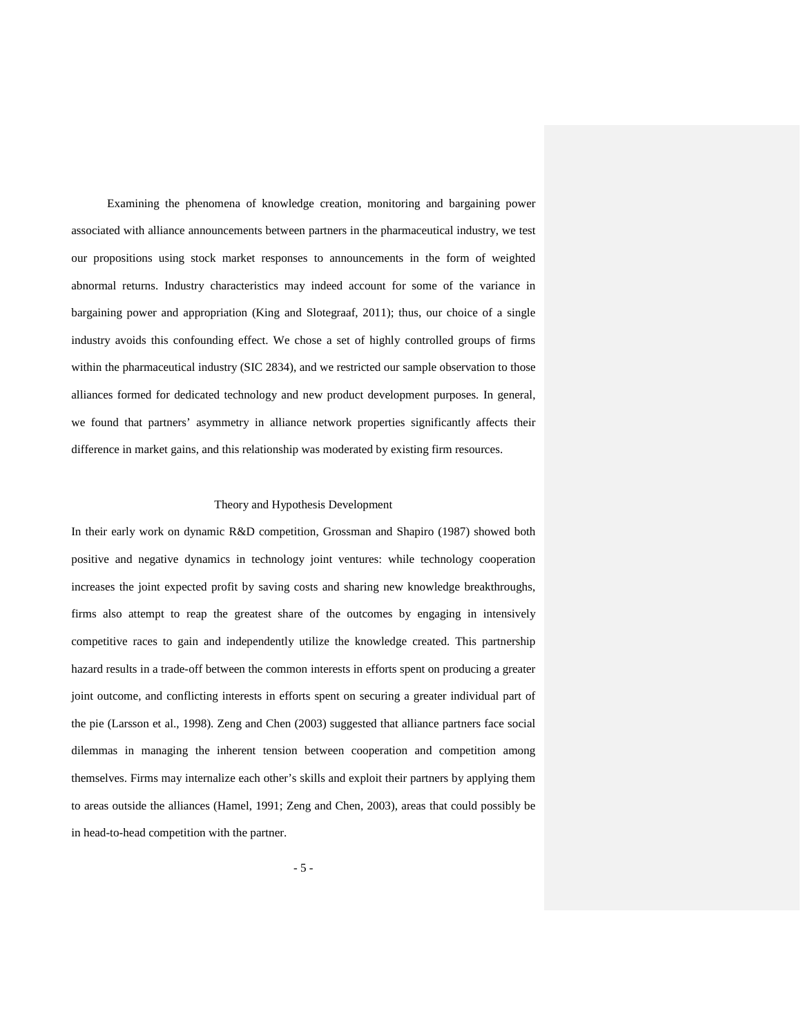Examining the phenomena of knowledge creation, monitoring and bargaining power associated with alliance announcements between partners in the pharmaceutical industry, we test our propositions using stock market responses to announcements in the form of weighted abnormal returns. Industry characteristics may indeed account for some of the variance in bargaining power and appropriation (King and Slotegraaf, 2011); thus, our choice of a single industry avoids this confounding effect. We chose a set of highly controlled groups of firms within the pharmaceutical industry (SIC 2834), and we restricted our sample observation to those alliances formed for dedicated technology and new product development purposes. In general, we found that partners' asymmetry in alliance network properties significantly affects their difference in market gains, and this relationship was moderated by existing firm resources.

## Theory and Hypothesis Development

In their early work on dynamic R&D competition, Grossman and Shapiro (1987) showed both positive and negative dynamics in technology joint ventures: while technology cooperation increases the joint expected profit by saving costs and sharing new knowledge breakthroughs, firms also attempt to reap the greatest share of the outcomes by engaging in intensively competitive races to gain and independently utilize the knowledge created. This partnership hazard results in a trade-off between the common interests in efforts spent on producing a greater joint outcome, and conflicting interests in efforts spent on securing a greater individual part of the pie (Larsson et al., 1998). Zeng and Chen (2003) suggested that alliance partners face social dilemmas in managing the inherent tension between cooperation and competition among themselves. Firms may internalize each other's skills and exploit their partners by applying them to areas outside the alliances (Hamel, 1991; Zeng and Chen, 2003), areas that could possibly be in head-to-head competition with the partner.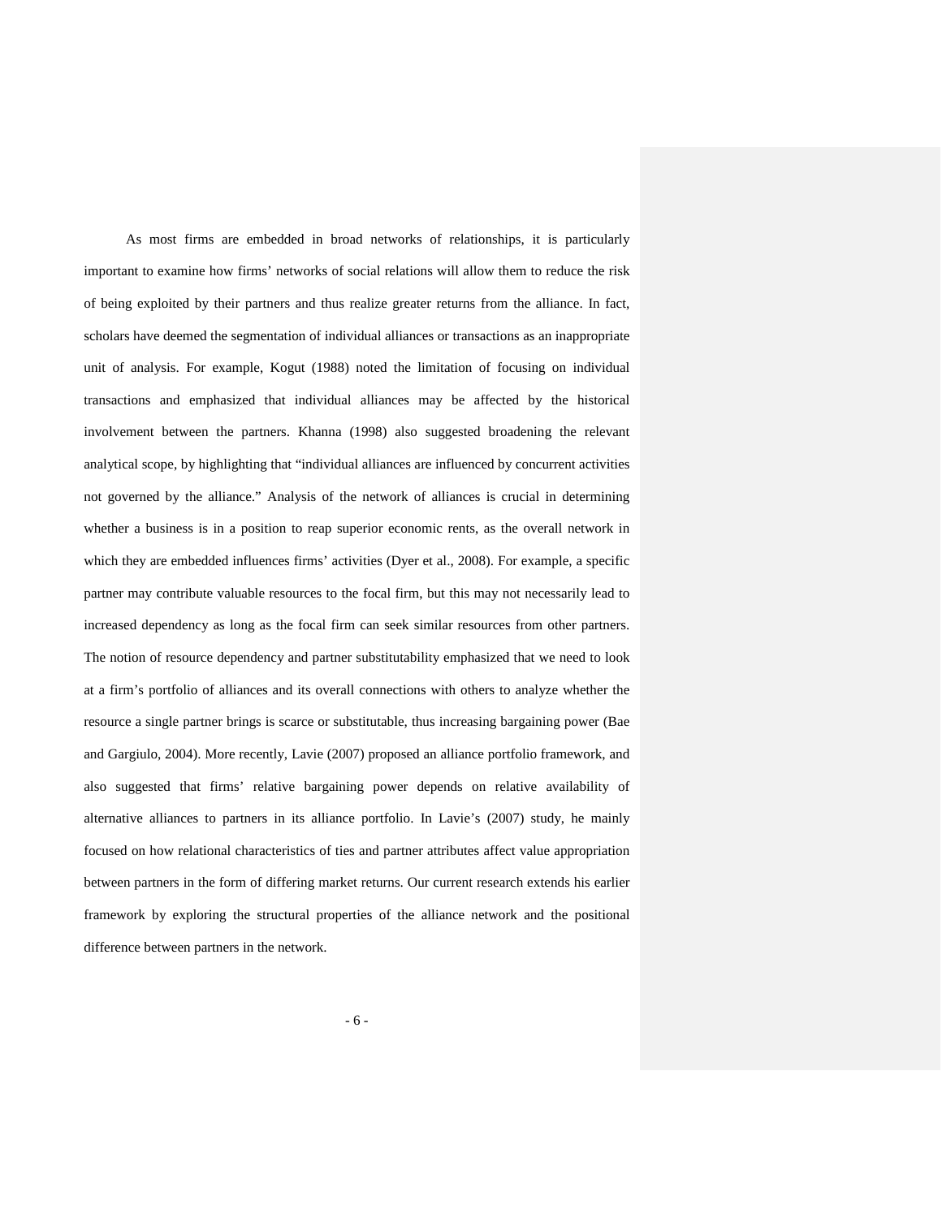As most firms are embedded in broad networks of relationships, it is particularly important to examine how firms' networks of social relations will allow them to reduce the risk of being exploited by their partners and thus realize greater returns from the alliance. In fact, scholars have deemed the segmentation of individual alliances or transactions as an inappropriate unit of analysis. For example, Kogut (1988) noted the limitation of focusing on individual transactions and emphasized that individual alliances may be affected by the historical involvement between the partners. Khanna (1998) also suggested broadening the relevant analytical scope, by highlighting that "individual alliances are influenced by concurrent activities not governed by the alliance." Analysis of the network of alliances is crucial in determining whether a business is in a position to reap superior economic rents, as the overall network in which they are embedded influences firms' activities (Dyer et al., 2008). For example, a specific partner may contribute valuable resources to the focal firm, but this may not necessarily lead to increased dependency as long as the focal firm can seek similar resources from other partners. The notion of resource dependency and partner substitutability emphasized that we need to look at a firm's portfolio of alliances and its overall connections with others to analyze whether the resource a single partner brings is scarce or substitutable, thus increasing bargaining power (Bae and Gargiulo, 2004). More recently, Lavie (2007) proposed an alliance portfolio framework, and also suggested that firms' relative bargaining power depends on relative availability of alternative alliances to partners in its alliance portfolio. In Lavie's (2007) study, he mainly focused on how relational characteristics of ties and partner attributes affect value appropriation between partners in the form of differing market returns. Our current research extends his earlier framework by exploring the structural properties of the alliance network and the positional difference between partners in the network.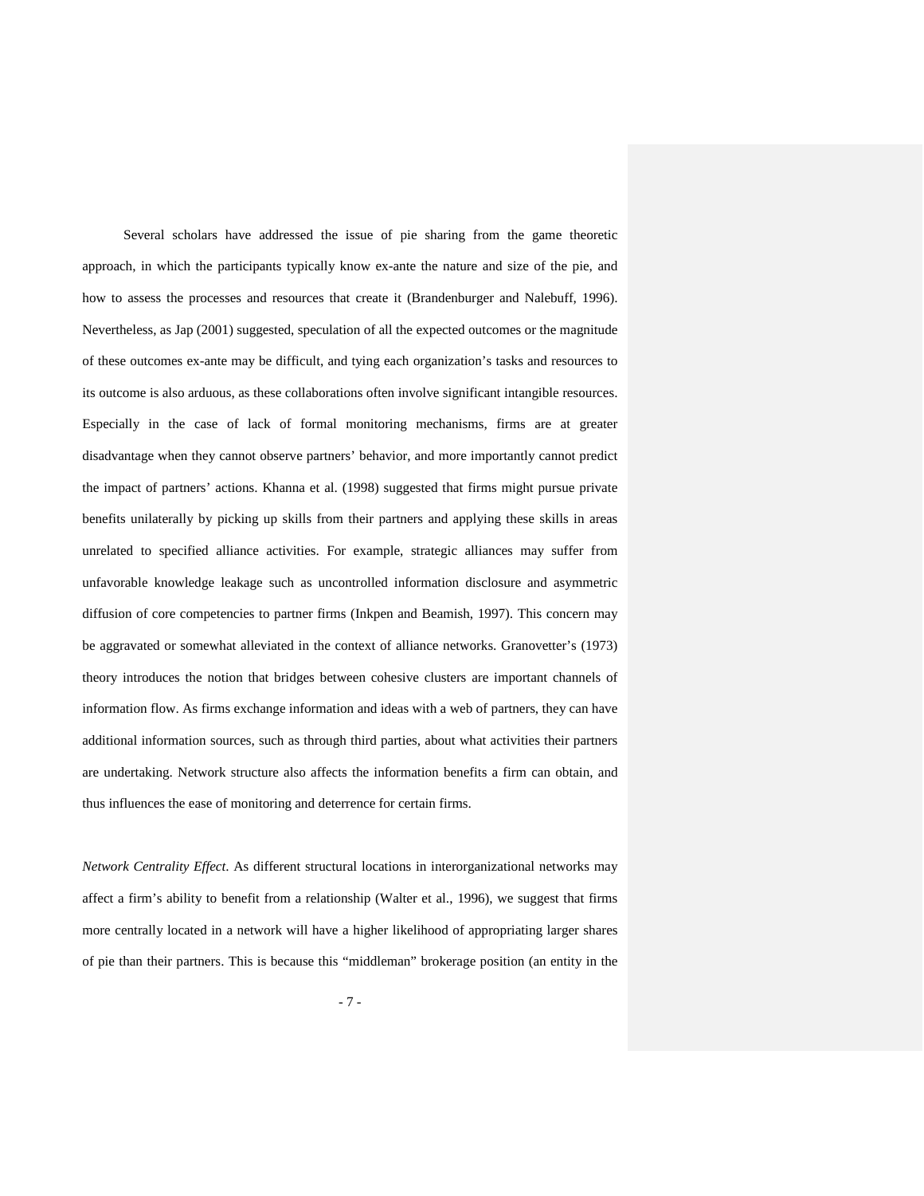Several scholars have addressed the issue of pie sharing from the game theoretic approach, in which the participants typically know ex-ante the nature and size of the pie, and how to assess the processes and resources that create it (Brandenburger and Nalebuff, 1996). Nevertheless, as Jap (2001) suggested, speculation of all the expected outcomes or the magnitude of these outcomes ex-ante may be difficult, and tying each organization's tasks and resources to its outcome is also arduous, as these collaborations often involve significant intangible resources. Especially in the case of lack of formal monitoring mechanisms, firms are at greater disadvantage when they cannot observe partners' behavior, and more importantly cannot predict the impact of partners' actions. Khanna et al. (1998) suggested that firms might pursue private benefits unilaterally by picking up skills from their partners and applying these skills in areas unrelated to specified alliance activities. For example, strategic alliances may suffer from unfavorable knowledge leakage such as uncontrolled information disclosure and asymmetric diffusion of core competencies to partner firms (Inkpen and Beamish, 1997). This concern may be aggravated or somewhat alleviated in the context of alliance networks. Granovetter's (1973) theory introduces the notion that bridges between cohesive clusters are important channels of information flow. As firms exchange information and ideas with a web of partners, they can have additional information sources, such as through third parties, about what activities their partners are undertaking. Network structure also affects the information benefits a firm can obtain, and thus influences the ease of monitoring and deterrence for certain firms.

*Network Centrality Effect.* As different structural locations in interorganizational networks may affect a firm's ability to benefit from a relationship (Walter et al., 1996), we suggest that firms more centrally located in a network will have a higher likelihood of appropriating larger shares of pie than their partners. This is because this "middleman" brokerage position (an entity in the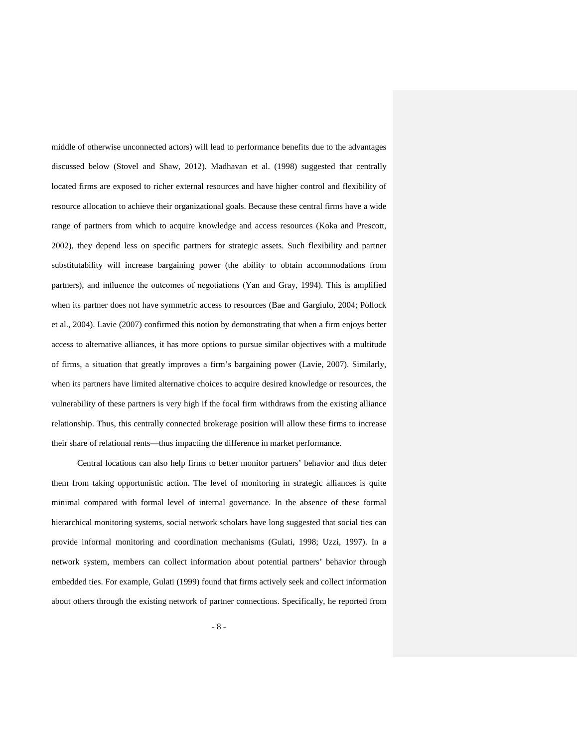middle of otherwise unconnected actors) will lead to performance benefits due to the advantages discussed below (Stovel and Shaw, 2012). Madhavan et al. (1998) suggested that centrally located firms are exposed to richer external resources and have higher control and flexibility of resource allocation to achieve their organizational goals. Because these central firms have a wide range of partners from which to acquire knowledge and access resources (Koka and Prescott, 2002), they depend less on specific partners for strategic assets. Such flexibility and partner substitutability will increase bargaining power (the ability to obtain accommodations from partners), and influence the outcomes of negotiations (Yan and Gray, 1994). This is amplified when its partner does not have symmetric access to resources (Bae and Gargiulo, 2004; Pollock et al., 2004). Lavie (2007) confirmed this notion by demonstrating that when a firm enjoys better access to alternative alliances, it has more options to pursue similar objectives with a multitude of firms, a situation that greatly improves a firm's bargaining power (Lavie, 2007). Similarly, when its partners have limited alternative choices to acquire desired knowledge or resources, the vulnerability of these partners is very high if the focal firm withdraws from the existing alliance relationship. Thus, this centrally connected brokerage position will allow these firms to increase their share of relational rents—thus impacting the difference in market performance.

Central locations can also help firms to better monitor partners' behavior and thus deter them from taking opportunistic action. The level of monitoring in strategic alliances is quite minimal compared with formal level of internal governance. In the absence of these formal hierarchical monitoring systems, social network scholars have long suggested that social ties can provide informal monitoring and coordination mechanisms (Gulati, 1998; Uzzi, 1997). In a network system, members can collect information about potential partners' behavior through embedded ties. For example, Gulati (1999) found that firms actively seek and collect information about others through the existing network of partner connections. Specifically, he reported from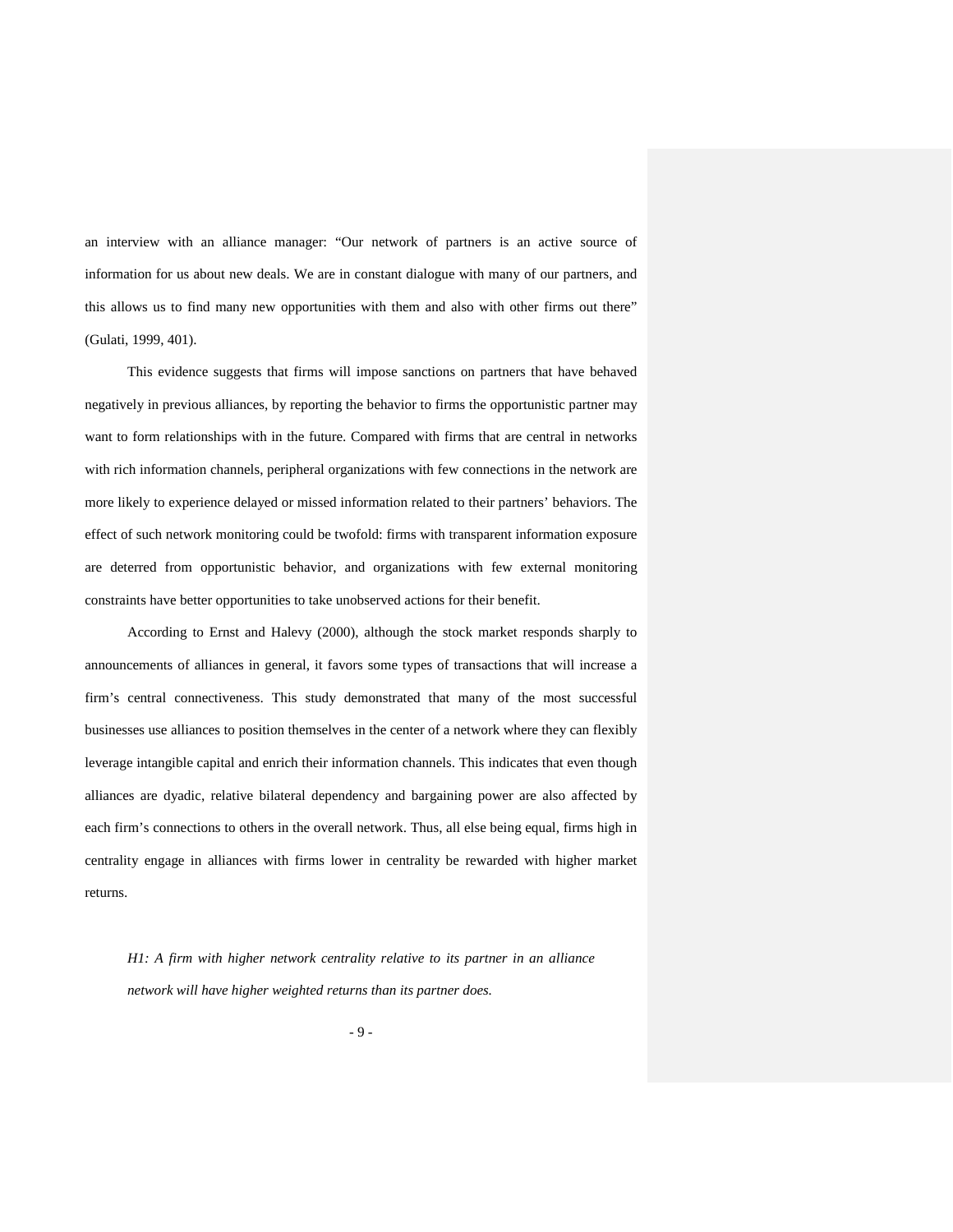an interview with an alliance manager: "Our network of partners is an active source of information for us about new deals. We are in constant dialogue with many of our partners, and this allows us to find many new opportunities with them and also with other firms out there" (Gulati, 1999, 401).

This evidence suggests that firms will impose sanctions on partners that have behaved negatively in previous alliances, by reporting the behavior to firms the opportunistic partner may want to form relationships with in the future. Compared with firms that are central in networks with rich information channels, peripheral organizations with few connections in the network are more likely to experience delayed or missed information related to their partners' behaviors. The effect of such network monitoring could be twofold: firms with transparent information exposure are deterred from opportunistic behavior, and organizations with few external monitoring constraints have better opportunities to take unobserved actions for their benefit.

According to Ernst and Halevy (2000), although the stock market responds sharply to announcements of alliances in general, it favors some types of transactions that will increase a firm's central connectiveness. This study demonstrated that many of the most successful businesses use alliances to position themselves in the center of a network where they can flexibly leverage intangible capital and enrich their information channels. This indicates that even though alliances are dyadic, relative bilateral dependency and bargaining power are also affected by each firm's connections to others in the overall network. Thus, all else being equal, firms high in centrality engage in alliances with firms lower in centrality be rewarded with higher market returns.

*H1: A firm with higher network centrality relative to its partner in an alliance network will have higher weighted returns than its partner does.*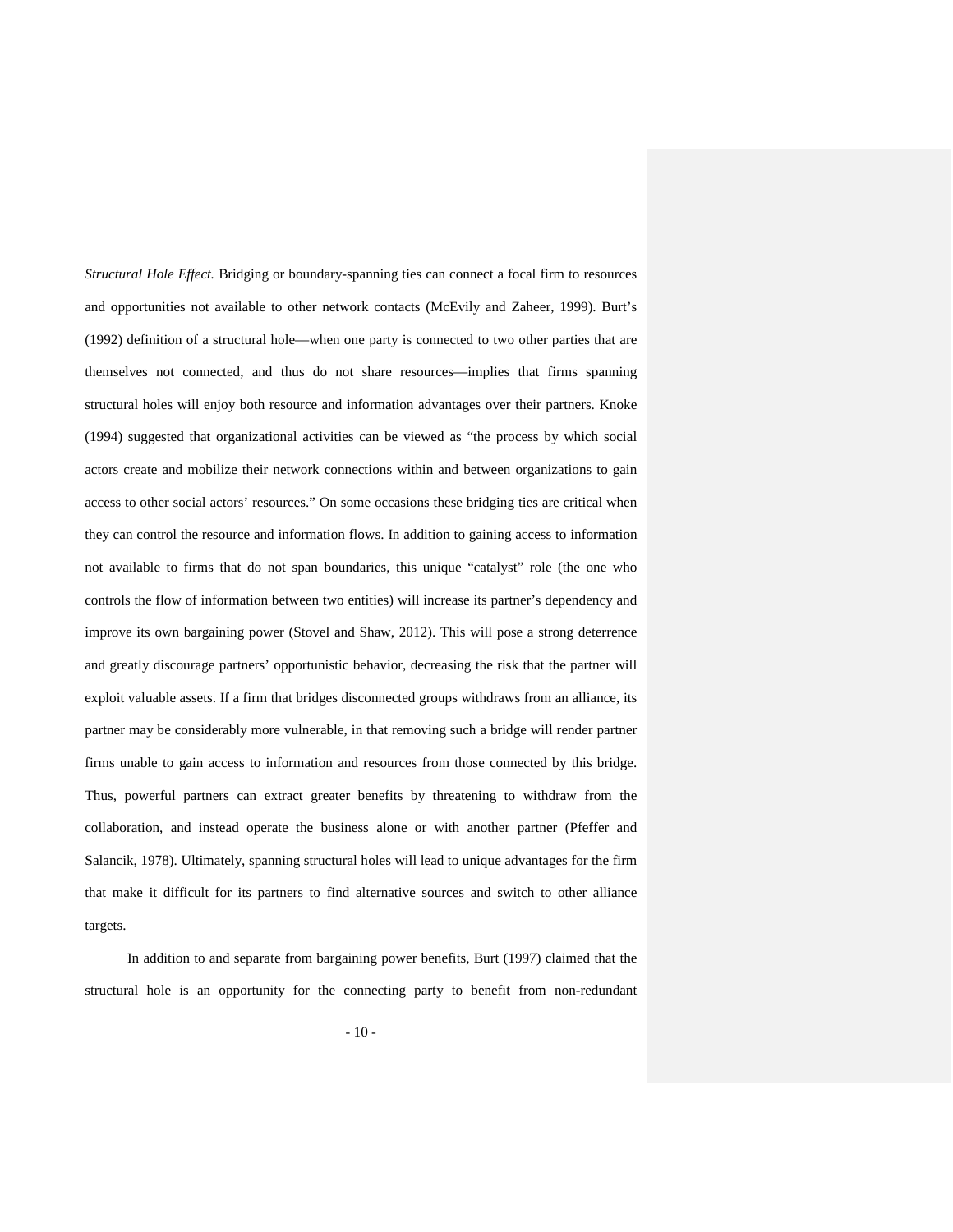*Structural Hole Effect.* Bridging or boundary-spanning ties can connect a focal firm to resources and opportunities not available to other network contacts (McEvily and Zaheer, 1999). Burt's (1992) definition of a structural hole—when one party is connected to two other parties that are themselves not connected, and thus do not share resources—implies that firms spanning structural holes will enjoy both resource and information advantages over their partners. Knoke (1994) suggested that organizational activities can be viewed as "the process by which social actors create and mobilize their network connections within and between organizations to gain access to other social actors' resources." On some occasions these bridging ties are critical when they can control the resource and information flows. In addition to gaining access to information not available to firms that do not span boundaries, this unique "catalyst" role (the one who controls the flow of information between two entities) will increase its partner's dependency and improve its own bargaining power (Stovel and Shaw, 2012). This will pose a strong deterrence and greatly discourage partners' opportunistic behavior, decreasing the risk that the partner will exploit valuable assets. If a firm that bridges disconnected groups withdraws from an alliance, its partner may be considerably more vulnerable, in that removing such a bridge will render partner firms unable to gain access to information and resources from those connected by this bridge. Thus, powerful partners can extract greater benefits by threatening to withdraw from the collaboration, and instead operate the business alone or with another partner (Pfeffer and Salancik, 1978). Ultimately, spanning structural holes will lead to unique advantages for the firm that make it difficult for its partners to find alternative sources and switch to other alliance targets.

In addition to and separate from bargaining power benefits, Burt (1997) claimed that the structural hole is an opportunity for the connecting party to benefit from non-redundant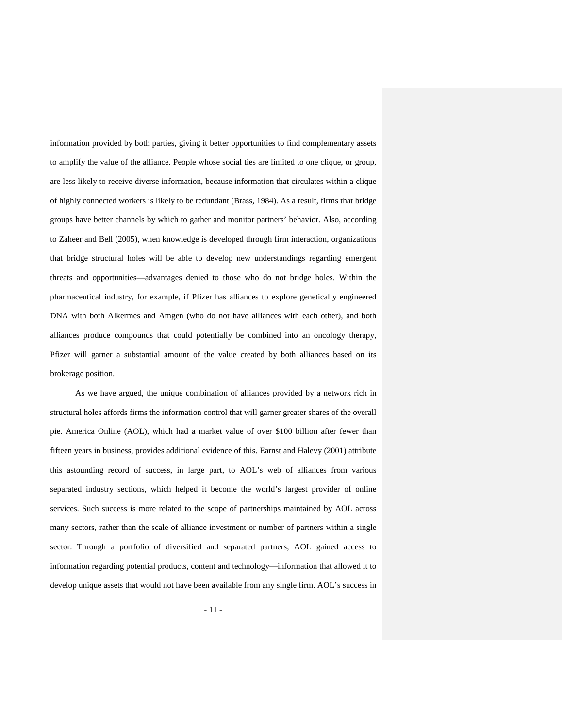information provided by both parties, giving it better opportunities to find complementary assets to amplify the value of the alliance. People whose social ties are limited to one clique, or group, are less likely to receive diverse information, because information that circulates within a clique of highly connected workers is likely to be redundant (Brass, 1984). As a result, firms that bridge groups have better channels by which to gather and monitor partners' behavior. Also, according to Zaheer and Bell (2005), when knowledge is developed through firm interaction, organizations that bridge structural holes will be able to develop new understandings regarding emergent threats and opportunities—advantages denied to those who do not bridge holes. Within the pharmaceutical industry, for example, if Pfizer has alliances to explore genetically engineered DNA with both Alkermes and Amgen (who do not have alliances with each other), and both alliances produce compounds that could potentially be combined into an oncology therapy, Pfizer will garner a substantial amount of the value created by both alliances based on its brokerage position.

As we have argued, the unique combination of alliances provided by a network rich in structural holes affords firms the information control that will garner greater shares of the overall pie. America Online (AOL), which had a market value of over $100 billion after fewer than fifteen years in business, provides additional evidence of this. Earnst and Halevy (2001) attribute this astounding record of success, in large part, to AOL's web of alliances from various separated industry sections, which helped it become the world's largest provider of online services. Such success is more related to the scope of partnerships maintained by AOL across many sectors, rather than the scale of alliance investment or number of partners within a single sector. Through a portfolio of diversified and separated partners, AOL gained access to information regarding potential products, content and technology—information that allowed it to develop unique assets that would not have been available from any single firm. AOL's success in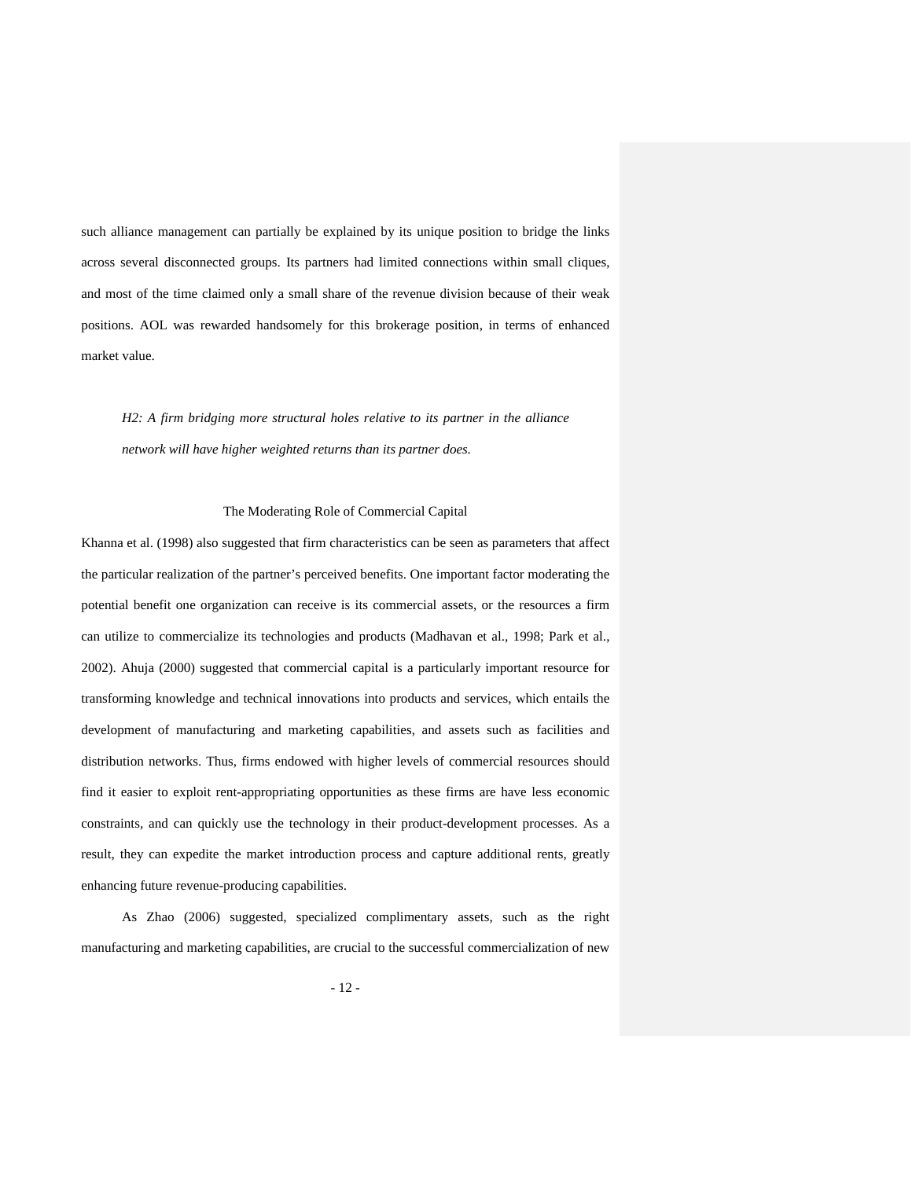such alliance management can partially be explained by its unique position to bridge the links across several disconnected groups. Its partners had limited connections within small cliques, and most of the time claimed only a small share of the revenue division because of their weak positions. AOL was rewarded handsomely for this brokerage position, in terms of enhanced market value.

*H2: A firm bridging more structural holes relative to its partner in the alliance network will have higher weighted returns than its partner does.*

## The Moderating Role of Commercial Capital

Khanna et al. (1998) also suggested that firm characteristics can be seen as parameters that affect the particular realization of the partner's perceived benefits. One important factor moderating the potential benefit one organization can receive is its commercial assets, or the resources a firm can utilize to commercialize its technologies and products (Madhavan et al., 1998; Park et al., 2002). Ahuja (2000) suggested that commercial capital is a particularly important resource for transforming knowledge and technical innovations into products and services, which entails the development of manufacturing and marketing capabilities, and assets such as facilities and distribution networks. Thus, firms endowed with higher levels of commercial resources should find it easier to exploit rent-appropriating opportunities as these firms are have less economic constraints, and can quickly use the technology in their product-development processes. As a result, they can expedite the market introduction process and capture additional rents, greatly enhancing future revenue-producing capabilities.

As Zhao (2006) suggested, specialized complimentary assets, such as the right manufacturing and marketing capabilities, are crucial to the successful commercialization of new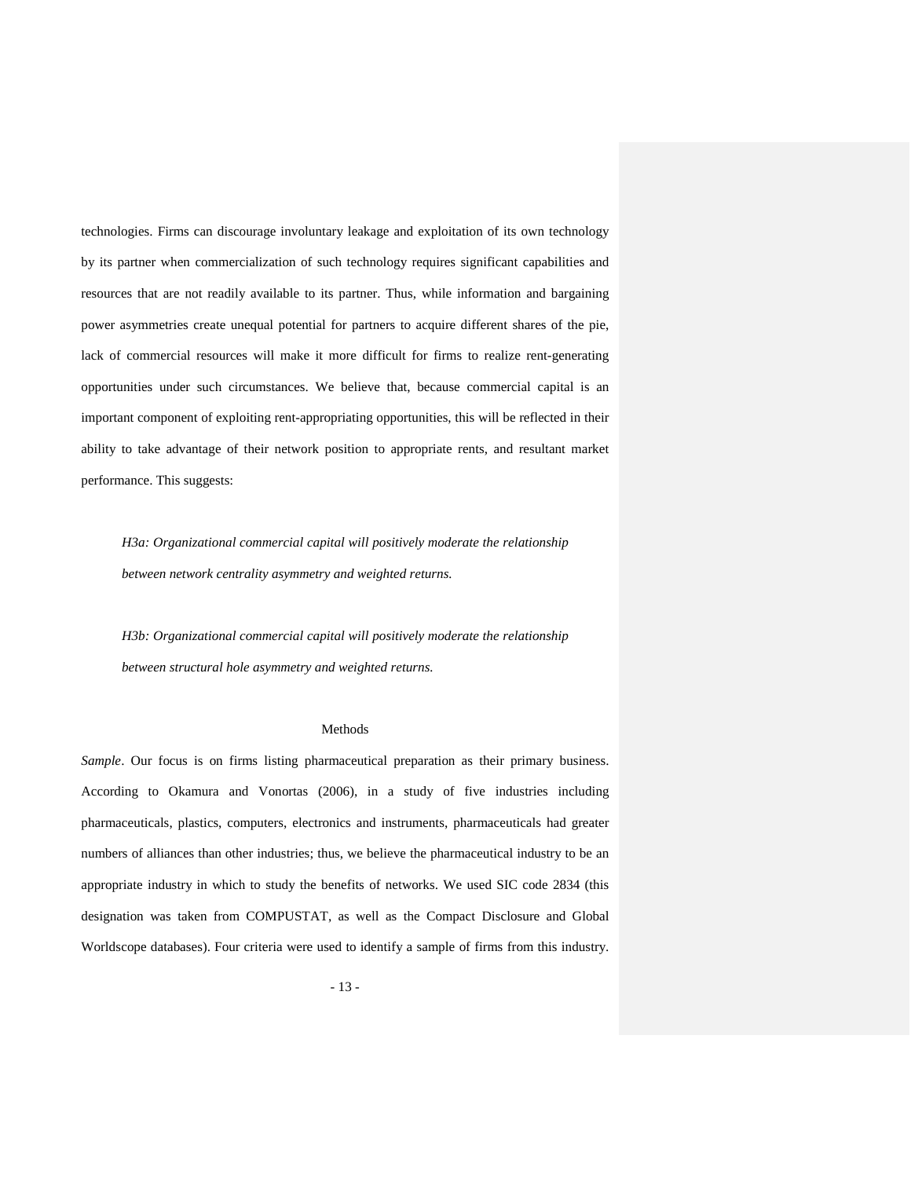technologies. Firms can discourage involuntary leakage and exploitation of its own technology by its partner when commercialization of such technology requires significant capabilities and resources that are not readily available to its partner. Thus, while information and bargaining power asymmetries create unequal potential for partners to acquire different shares of the pie, lack of commercial resources will make it more difficult for firms to realize rent-generating opportunities under such circumstances. We believe that, because commercial capital is an important component of exploiting rent-appropriating opportunities, this will be reflected in their ability to take advantage of their network position to appropriate rents, and resultant market performance. This suggests:

> *H3a: Organizational commercial capital will positively moderate the relationship between network centrality asymmetry and weighted returns.*

> *H3b: Organizational commercial capital will positively moderate the relationship between structural hole asymmetry and weighted returns.*

## Methods

*Sample*. Our focus is on firms listing pharmaceutical preparation as their primary business. According to Okamura and Vonortas (2006), in a study of five industries including pharmaceuticals, plastics, computers, electronics and instruments, pharmaceuticals had greater numbers of alliances than other industries; thus, we believe the pharmaceutical industry to be an appropriate industry in which to study the benefits of networks. We used SIC code 2834 (this designation was taken from COMPUSTAT, as well as the Compact Disclosure and Global Worldscope databases). Four criteria were used to identify a sample of firms from this industry.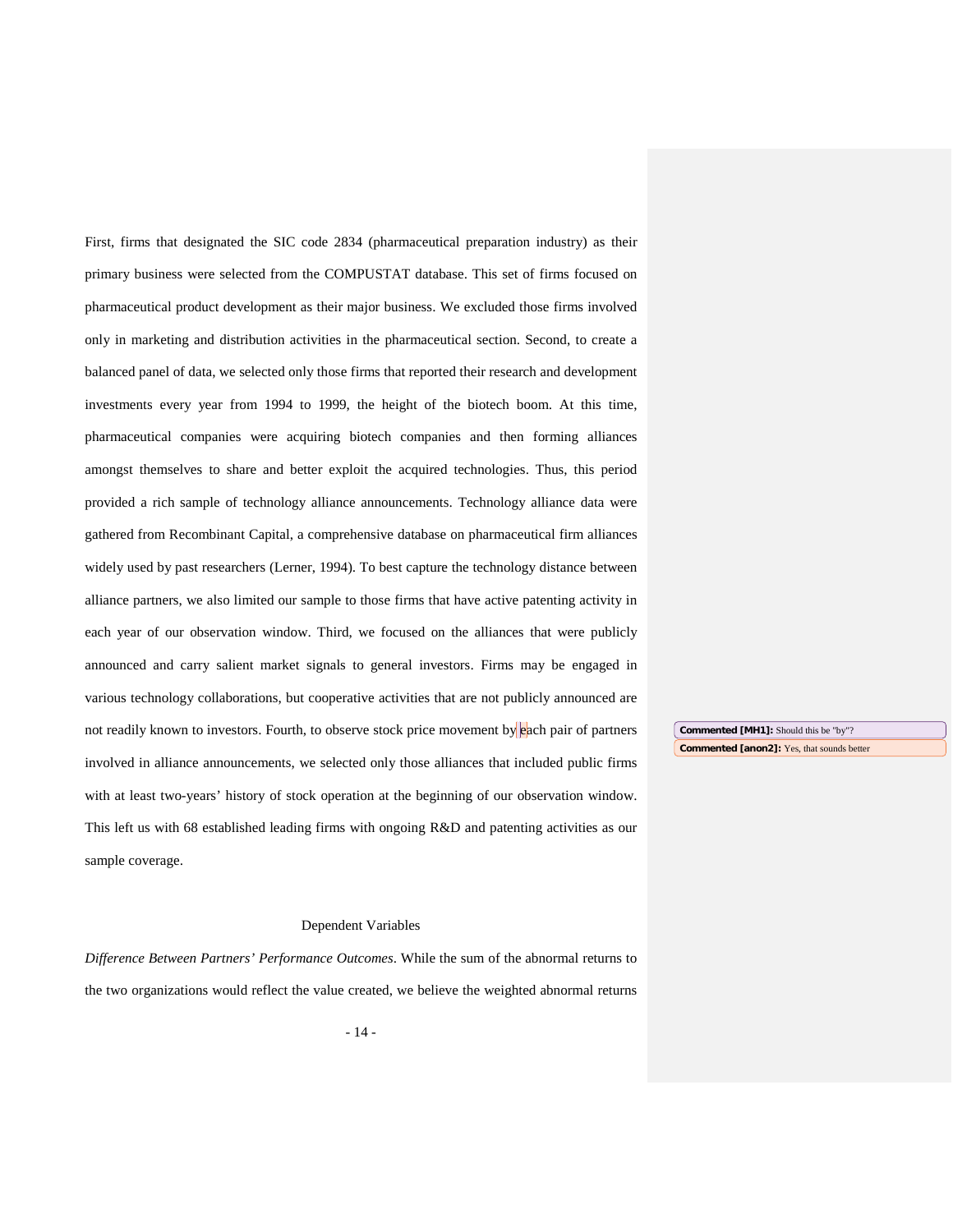First, firms that designated the SIC code 2834 (pharmaceutical preparation industry) as their primary business were selected from the COMPUSTAT database. This set of firms focused on pharmaceutical product development as their major business. We excluded those firms involved only in marketing and distribution activities in the pharmaceutical section. Second, to create a balanced panel of data, we selected only those firms that reported their research and development investments every year from 1994 to 1999, the height of the biotech boom. At this time, pharmaceutical companies were acquiring biotech companies and then forming alliances amongst themselves to share and better exploit the acquired technologies. Thus, this period provided a rich sample of technology alliance announcements. Technology alliance data were gathered from Recombinant Capital, a comprehensive database on pharmaceutical firm alliances widely used by past researchers (Lerner, 1994). To best capture the technology distance between alliance partners, we also limited our sample to those firms that have active patenting activity in each year of our observation window. Third, we focused on the alliances that were publicly announced and carry salient market signals to general investors. Firms may be engaged in various technology collaborations, but cooperative activities that are not publicly announced are not readily known to investors. Fourth, to observe stock price movement by each pair of partners involved in alliance announcements, we selected only those alliances that included public firms with at least two-years' history of stock operation at the beginning of our observation window. This left us with 68 established leading firms with ongoing R&D and patenting activities as our sample coverage.

Commented [MH1]: Should this be "by"?

Commented [anon2]: Yes, that sounds better

## Dependent Variables

*Difference Between Partners' Performance Outcomes*. While the sum of the abnormal returns to the two organizations would reflect the value created, we believe the weighted abnormal returns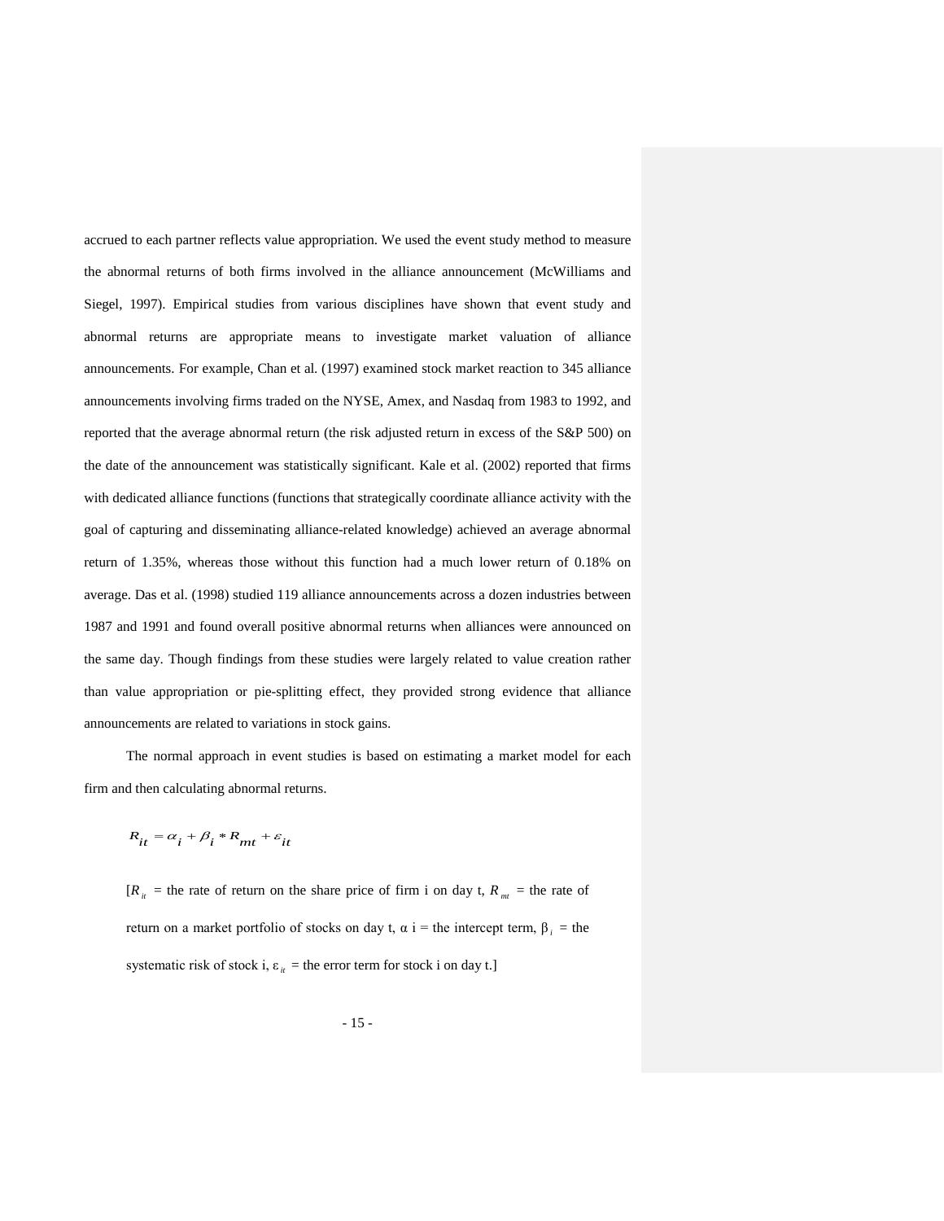accrued to each partner reflects value appropriation. We used the event study method to measure the abnormal returns of both firms involved in the alliance announcement (McWilliams and Siegel, 1997). Empirical studies from various disciplines have shown that event study and abnormal returns are appropriate means to investigate market valuation of alliance announcements. For example, Chan et al. (1997) examined stock market reaction to 345 alliance announcements involving firms traded on the NYSE, Amex, and Nasdaq from 1983 to 1992, and reported that the average abnormal return (the risk adjusted return in excess of the S&P 500) on the date of the announcement was statistically significant. Kale et al. (2002) reported that firms with dedicated alliance functions (functions that strategically coordinate alliance activity with the goal of capturing and disseminating alliance-related knowledge) achieved an average abnormal return of 1.35%, whereas those without this function had a much lower return of 0.18% on average. Das et al. (1998) studied 119 alliance announcements across a dozen industries between 1987 and 1991 and found overall positive abnormal returns when alliances were announced on the same day. Though findings from these studies were largely related to value creation rather than value appropriation or pie-splitting effect, they provided strong evidence that alliance announcements are related to variations in stock gains.

The normal approach in event studies is based on estimating a market model for each firm and then calculating abnormal returns.

$$R_{it} = \alpha_i + \beta_i * R_{mt} + \varepsilon_{it}$$

[$R_{it}$ = the rate of return on the share price of firm i on day t, $R_{mt}$ = the rate of return on a market portfolio of stocks on day t, $\alpha$ i = the intercept term, $\beta_i$ = the systematic risk of stock i, $\varepsilon_{it}$ = the error term for stock i on day t.]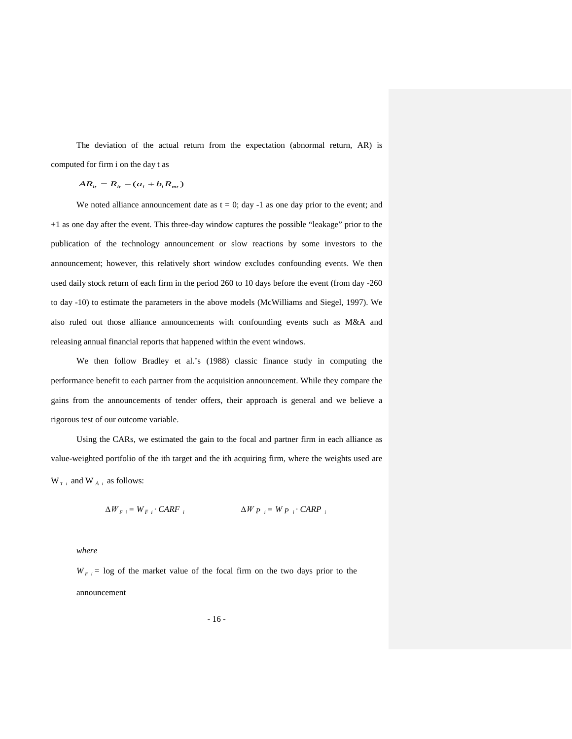The deviation of the actual return from the expectation (abnormal return, AR) is computed for firm i on the day t as

$$AR_{it} = R_{it} - (a_i + b_i R_{mt})$$

We noted alliance announcement date as t = 0; day -1 as one day prior to the event; and +1 as one day after the event. This three-day window captures the possible "leakage" prior to the publication of the technology announcement or slow reactions by some investors to the announcement; however, this relatively short window excludes confounding events. We then used daily stock return of each firm in the period 260 to 10 days before the event (from day -260 to day -10) to estimate the parameters in the above models (McWilliams and Siegel, 1997). We also ruled out those alliance announcements with confounding events such as M&A and releasing annual financial reports that happened within the event windows.

We then follow Bradley et al.'s (1988) classic finance study in computing the performance benefit to each partner from the acquisition announcement. While they compare the gains from the announcements of tender offers, their approach is general and we believe a rigorous test of our outcome variable.

Using the CARs, we estimated the gain to the focal and partner firm in each alliance as value-weighted portfolio of the ith target and the ith acquiring firm, where the weights used are $W_{T\ i}$ and $W_{A\ i}$ as follows:

$$\Delta W_{F\ i} = W_{F\ i} \cdot CARF_{\ i} \qquad\qquad \Delta W_{P\ i} = W_{P\ i} \cdot CARP_{\ i}$$

*where*

$W_{F\ i}$ = log of the market value of the focal firm on the two days prior to the announcement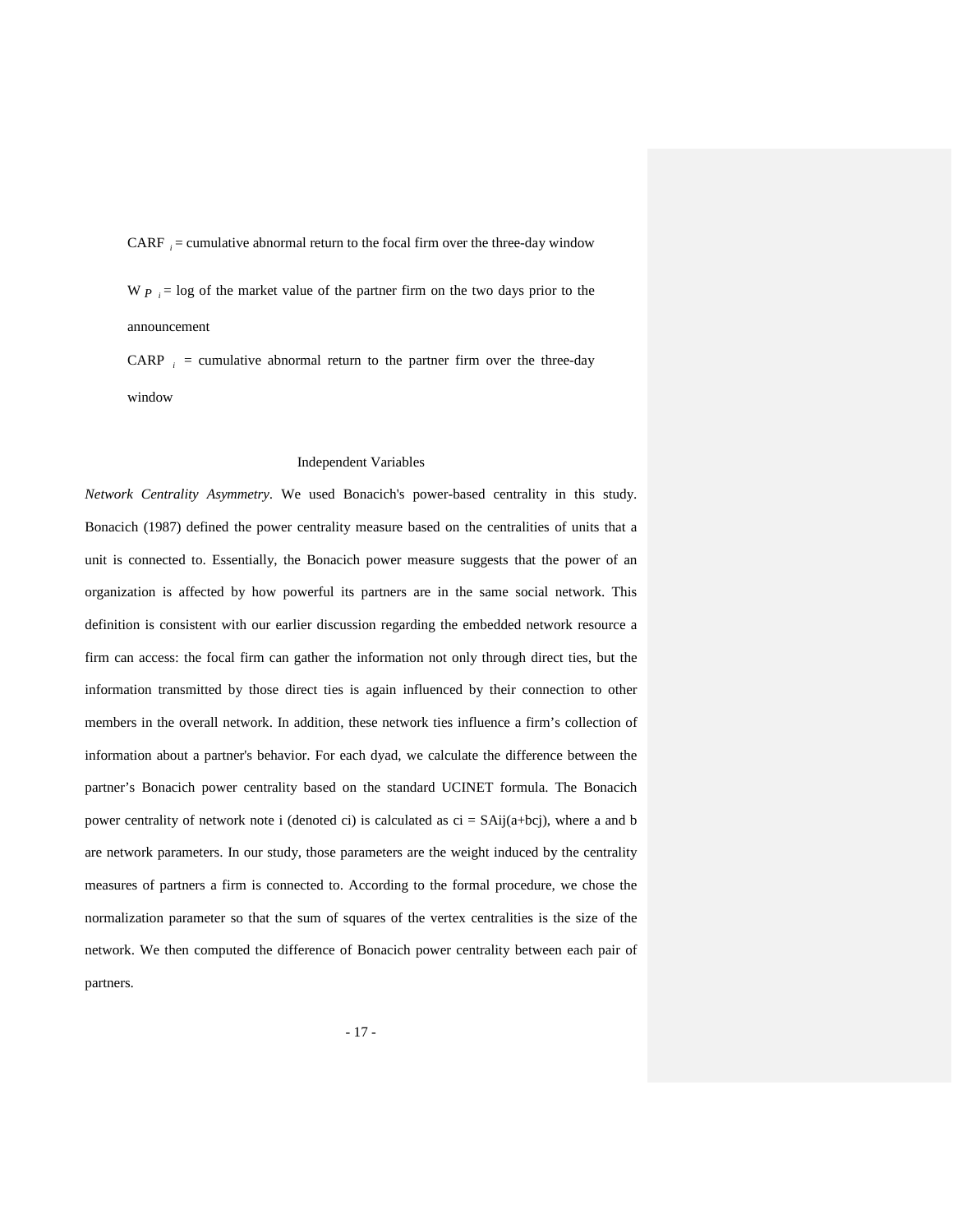$CARF_i$ = cumulative abnormal return to the focal firm over the three-day window

$W_{P_i}$ = log of the market value of the partner firm on the two days prior to the announcement

$CARP_i$ = cumulative abnormal return to the partner firm over the three-day window

### Independent Variables

*Network Centrality Asymmetry*. We used Bonacich's power-based centrality in this study. Bonacich (1987) defined the power centrality measure based on the centralities of units that a unit is connected to. Essentially, the Bonacich power measure suggests that the power of an organization is affected by how powerful its partners are in the same social network. This definition is consistent with our earlier discussion regarding the embedded network resource a firm can access: the focal firm can gather the information not only through direct ties, but the information transmitted by those direct ties is again influenced by their connection to other members in the overall network. In addition, these network ties influence a firm's collection of information about a partner's behavior. For each dyad, we calculate the difference between the partner's Bonacich power centrality based on the standard UCINET formula. The Bonacich power centrality of network note i (denoted ci) is calculated as ci = SAij(a+bcj), where a and b are network parameters. In our study, those parameters are the weight induced by the centrality measures of partners a firm is connected to. According to the formal procedure, we chose the normalization parameter so that the sum of squares of the vertex centralities is the size of the network. We then computed the difference of Bonacich power centrality between each pair of partners.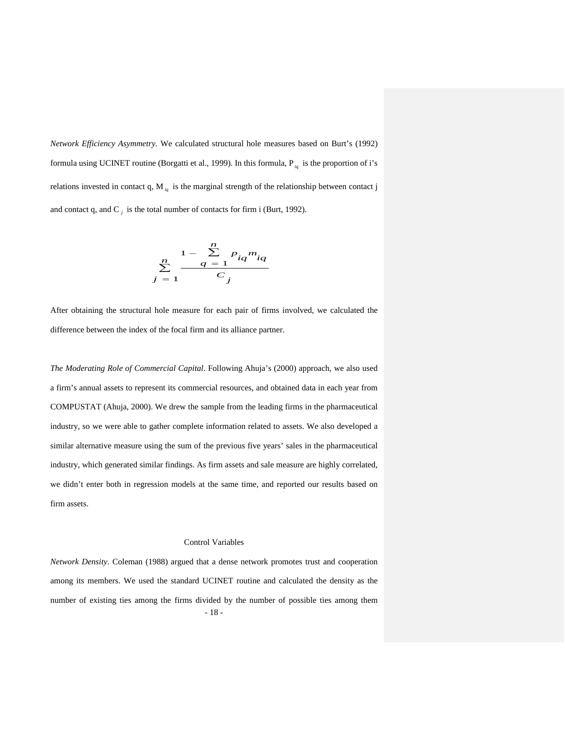*Network Efficiency Asymmetry.* We calculated structural hole measures based on Burt's (1992) formula using UCINET routine (Borgatti et al., 1999). In this formula, $P_{iq}$ is the proportion of i's relations invested in contact q, $M_{iq}$ is the marginal strength of the relationship between contact j and contact q, and $C_j$ is the total number of contacts for firm i (Burt, 1992).

$$\sum_{j=1}^{n} \frac{1 - \sum_{q=1}^{n} p_{iq} m_{iq}}{C_j}$$

After obtaining the structural hole measure for each pair of firms involved, we calculated the difference between the index of the focal firm and its alliance partner.

*The Moderating Role of Commercial Capital*. Following Ahuja's (2000) approach, we also used a firm's annual assets to represent its commercial resources, and obtained data in each year from COMPUSTAT (Ahuja, 2000). We drew the sample from the leading firms in the pharmaceutical industry, so we were able to gather complete information related to assets. We also developed a similar alternative measure using the sum of the previous five years' sales in the pharmaceutical industry, which generated similar findings. As firm assets and sale measure are highly correlated, we didn't enter both in regression models at the same time, and reported our results based on firm assets.

## Control Variables

*Network Density*. Coleman (1988) argued that a dense network promotes trust and cooperation among its members. We used the standard UCINET routine and calculated the density as the number of existing ties among the firms divided by the number of possible ties among them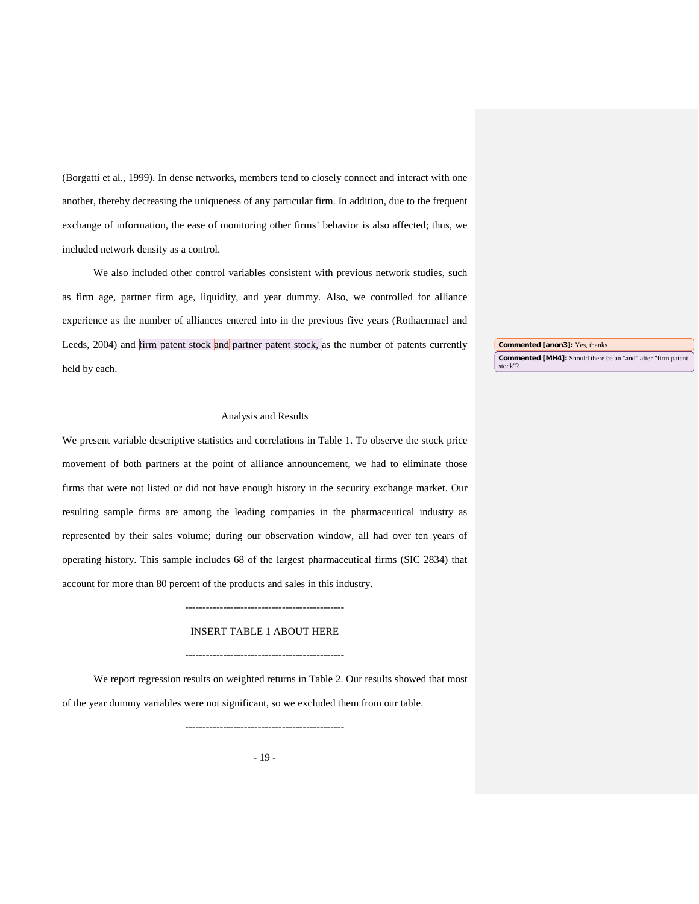(Borgatti et al., 1999). In dense networks, members tend to closely connect and interact with one another, thereby decreasing the uniqueness of any particular firm. In addition, due to the frequent exchange of information, the ease of monitoring other firms' behavior is also affected; thus, we included network density as a control.

We also included other control variables consistent with previous network studies, such as firm age, partner firm age, liquidity, and year dummy. Also, we controlled for alliance experience as the number of alliances entered into in the previous five years (Rothaermael and Leeds, 2004) and firm patent stock and partner patent stock, as the number of patents currently held by each.

**Commented [anon3]:** Yes, thanks

**Commented [MH4]:** Should there be an "and" after "firm patent stock"?

## Analysis and Results

We present variable descriptive statistics and correlations in Table 1. To observe the stock price movement of both partners at the point of alliance announcement, we had to eliminate those firms that were not listed or did not have enough history in the security exchange market. Our resulting sample firms are among the leading companies in the pharmaceutical industry as represented by their sales volume; during our observation window, all had over ten years of operating history. This sample includes 68 of the largest pharmaceutical firms (SIC 2834) that account for more than 80 percent of the products and sales in this industry.

----------------------------------------------

INSERT TABLE 1 ABOUT HERE

----------------------------------------------

We report regression results on weighted returns in Table 2. Our results showed that most of the year dummy variables were not significant, so we excluded them from our table.

----------------------------------------------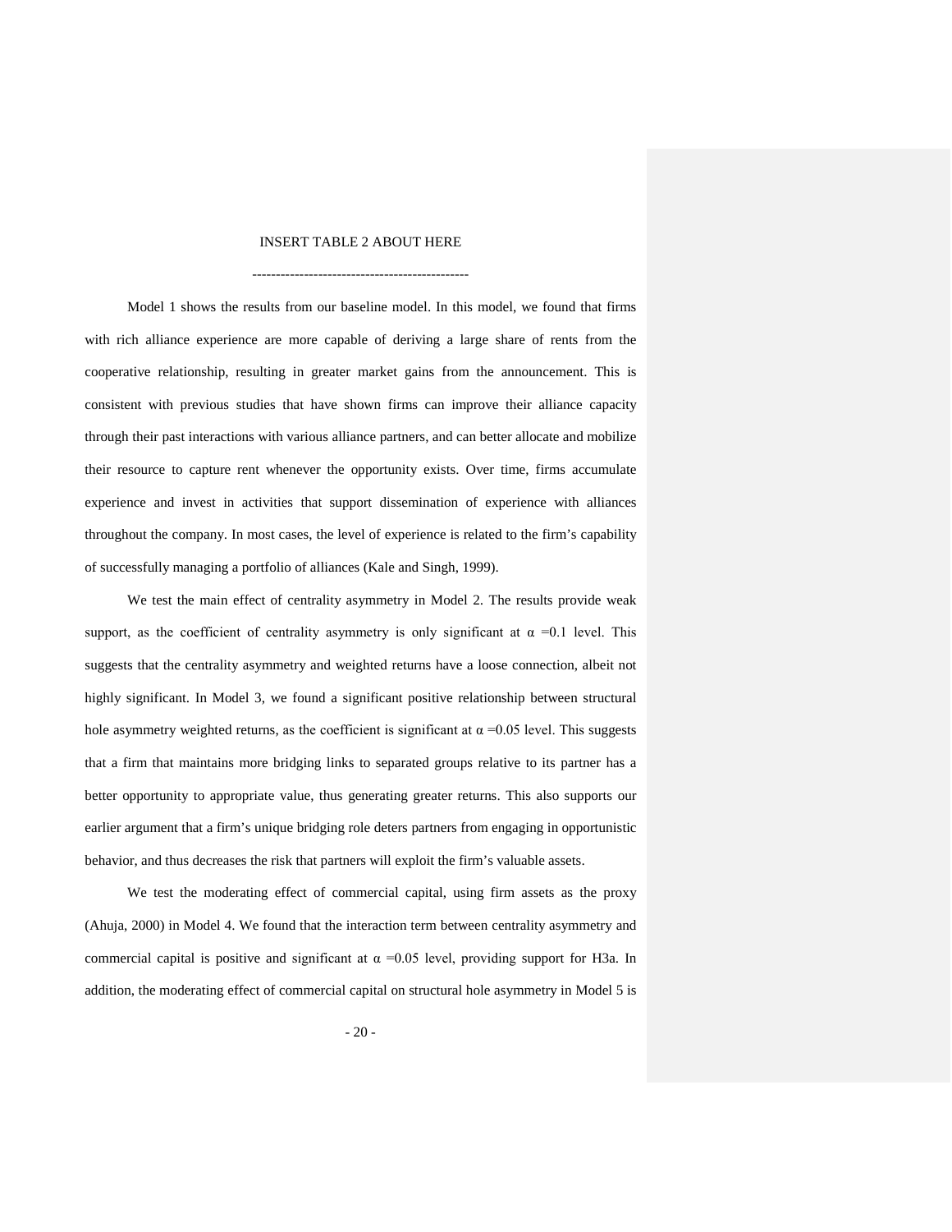INSERT TABLE 2 ABOUT HERE

----------------------------------------------

Model 1 shows the results from our baseline model. In this model, we found that firms with rich alliance experience are more capable of deriving a large share of rents from the cooperative relationship, resulting in greater market gains from the announcement. This is consistent with previous studies that have shown firms can improve their alliance capacity through their past interactions with various alliance partners, and can better allocate and mobilize their resource to capture rent whenever the opportunity exists. Over time, firms accumulate experience and invest in activities that support dissemination of experience with alliances throughout the company. In most cases, the level of experience is related to the firm's capability of successfully managing a portfolio of alliances (Kale and Singh, 1999).

We test the main effect of centrality asymmetry in Model 2. The results provide weak support, as the coefficient of centrality asymmetry is only significant at $\alpha = 0.1$ level. This suggests that the centrality asymmetry and weighted returns have a loose connection, albeit not highly significant. In Model 3, we found a significant positive relationship between structural hole asymmetry weighted returns, as the coefficient is significant at $\alpha = 0.05$ level. This suggests that a firm that maintains more bridging links to separated groups relative to its partner has a better opportunity to appropriate value, thus generating greater returns. This also supports our earlier argument that a firm's unique bridging role deters partners from engaging in opportunistic behavior, and thus decreases the risk that partners will exploit the firm's valuable assets.

We test the moderating effect of commercial capital, using firm assets as the proxy (Ahuja, 2000) in Model 4. We found that the interaction term between centrality asymmetry and commercial capital is positive and significant at $\alpha = 0.05$ level, providing support for H3a. In addition, the moderating effect of commercial capital on structural hole asymmetry in Model 5 is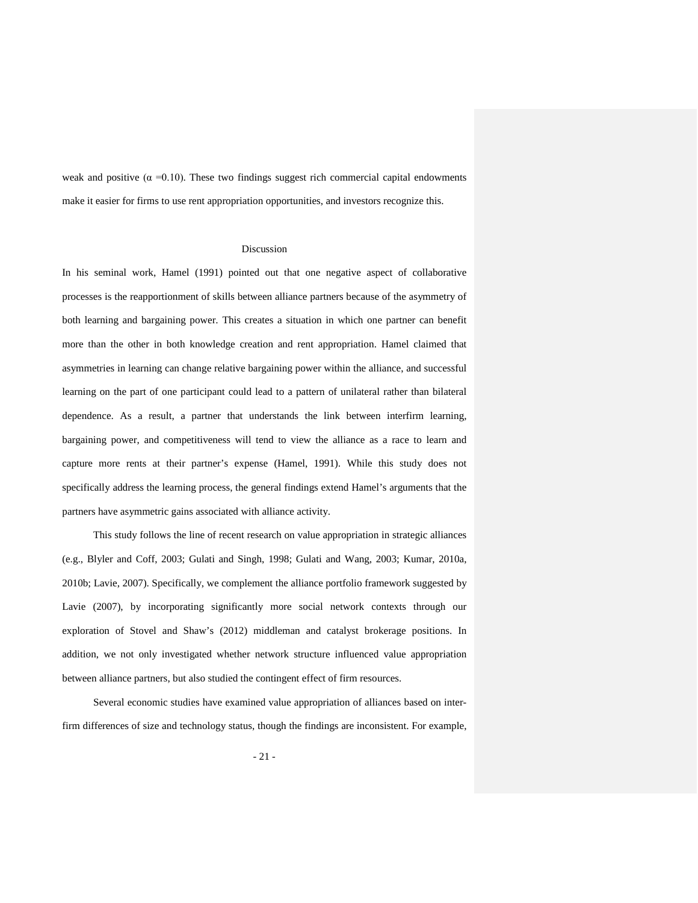weak and positive ($\alpha$ =0.10). These two findings suggest rich commercial capital endowments make it easier for firms to use rent appropriation opportunities, and investors recognize this.

## Discussion

In his seminal work, Hamel (1991) pointed out that one negative aspect of collaborative processes is the reapportionment of skills between alliance partners because of the asymmetry of both learning and bargaining power. This creates a situation in which one partner can benefit more than the other in both knowledge creation and rent appropriation. Hamel claimed that asymmetries in learning can change relative bargaining power within the alliance, and successful learning on the part of one participant could lead to a pattern of unilateral rather than bilateral dependence. As a result, a partner that understands the link between interfirm learning, bargaining power, and competitiveness will tend to view the alliance as a race to learn and capture more rents at their partner's expense (Hamel, 1991). While this study does not specifically address the learning process, the general findings extend Hamel's arguments that the partners have asymmetric gains associated with alliance activity.

This study follows the line of recent research on value appropriation in strategic alliances (e.g., Blyler and Coff, 2003; Gulati and Singh, 1998; Gulati and Wang, 2003; Kumar, 2010a, 2010b; Lavie, 2007). Specifically, we complement the alliance portfolio framework suggested by Lavie (2007), by incorporating significantly more social network contexts through our exploration of Stovel and Shaw's (2012) middleman and catalyst brokerage positions. In addition, we not only investigated whether network structure influenced value appropriation between alliance partners, but also studied the contingent effect of firm resources.

Several economic studies have examined value appropriation of alliances based on inter-firm differences of size and technology status, though the findings are inconsistent. For example,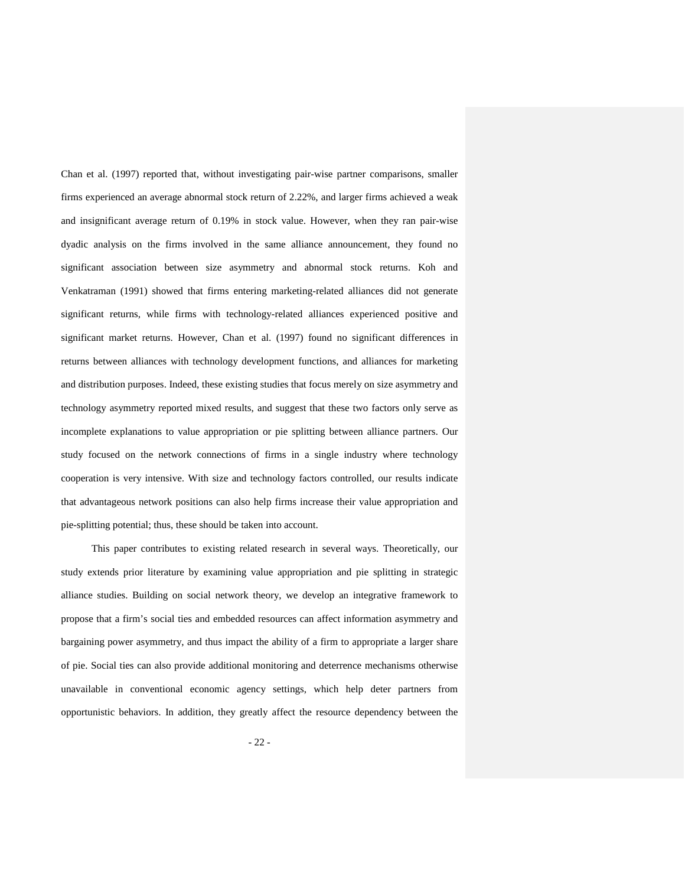Chan et al. (1997) reported that, without investigating pair-wise partner comparisons, smaller firms experienced an average abnormal stock return of 2.22%, and larger firms achieved a weak and insignificant average return of 0.19% in stock value. However, when they ran pair-wise dyadic analysis on the firms involved in the same alliance announcement, they found no significant association between size asymmetry and abnormal stock returns. Koh and Venkatraman (1991) showed that firms entering marketing-related alliances did not generate significant returns, while firms with technology-related alliances experienced positive and significant market returns. However, Chan et al. (1997) found no significant differences in returns between alliances with technology development functions, and alliances for marketing and distribution purposes. Indeed, these existing studies that focus merely on size asymmetry and technology asymmetry reported mixed results, and suggest that these two factors only serve as incomplete explanations to value appropriation or pie splitting between alliance partners. Our study focused on the network connections of firms in a single industry where technology cooperation is very intensive. With size and technology factors controlled, our results indicate that advantageous network positions can also help firms increase their value appropriation and pie-splitting potential; thus, these should be taken into account.

This paper contributes to existing related research in several ways. Theoretically, our study extends prior literature by examining value appropriation and pie splitting in strategic alliance studies. Building on social network theory, we develop an integrative framework to propose that a firm's social ties and embedded resources can affect information asymmetry and bargaining power asymmetry, and thus impact the ability of a firm to appropriate a larger share of pie. Social ties can also provide additional monitoring and deterrence mechanisms otherwise unavailable in conventional economic agency settings, which help deter partners from opportunistic behaviors. In addition, they greatly affect the resource dependency between the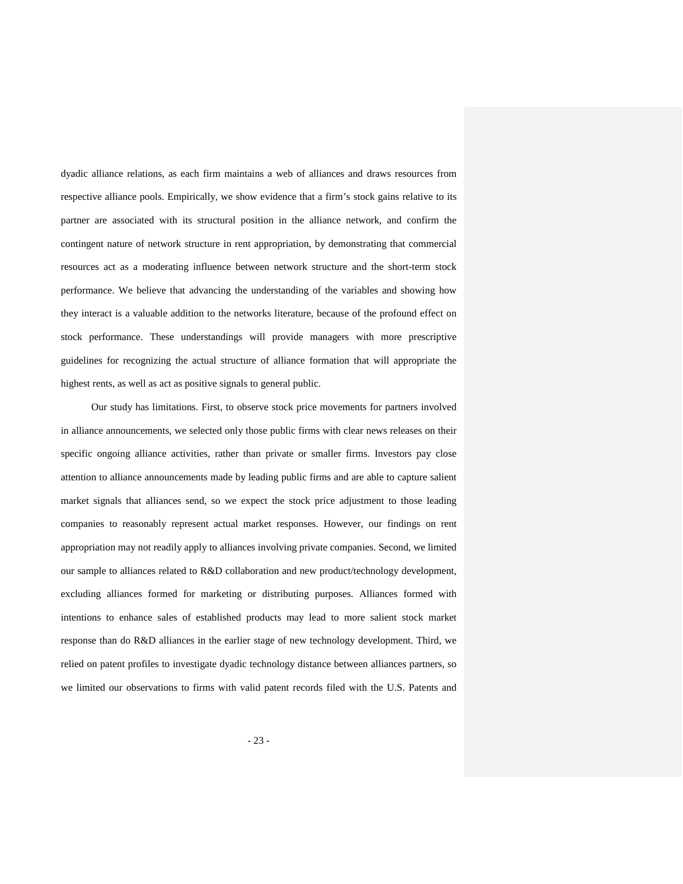dyadic alliance relations, as each firm maintains a web of alliances and draws resources from respective alliance pools. Empirically, we show evidence that a firm's stock gains relative to its partner are associated with its structural position in the alliance network, and confirm the contingent nature of network structure in rent appropriation, by demonstrating that commercial resources act as a moderating influence between network structure and the short-term stock performance. We believe that advancing the understanding of the variables and showing how they interact is a valuable addition to the networks literature, because of the profound effect on stock performance. These understandings will provide managers with more prescriptive guidelines for recognizing the actual structure of alliance formation that will appropriate the highest rents, as well as act as positive signals to general public.

Our study has limitations. First, to observe stock price movements for partners involved in alliance announcements, we selected only those public firms with clear news releases on their specific ongoing alliance activities, rather than private or smaller firms. Investors pay close attention to alliance announcements made by leading public firms and are able to capture salient market signals that alliances send, so we expect the stock price adjustment to those leading companies to reasonably represent actual market responses. However, our findings on rent appropriation may not readily apply to alliances involving private companies. Second, we limited our sample to alliances related to R&D collaboration and new product/technology development, excluding alliances formed for marketing or distributing purposes. Alliances formed with intentions to enhance sales of established products may lead to more salient stock market response than do R&D alliances in the earlier stage of new technology development. Third, we relied on patent profiles to investigate dyadic technology distance between alliances partners, so we limited our observations to firms with valid patent records filed with the U.S. Patents and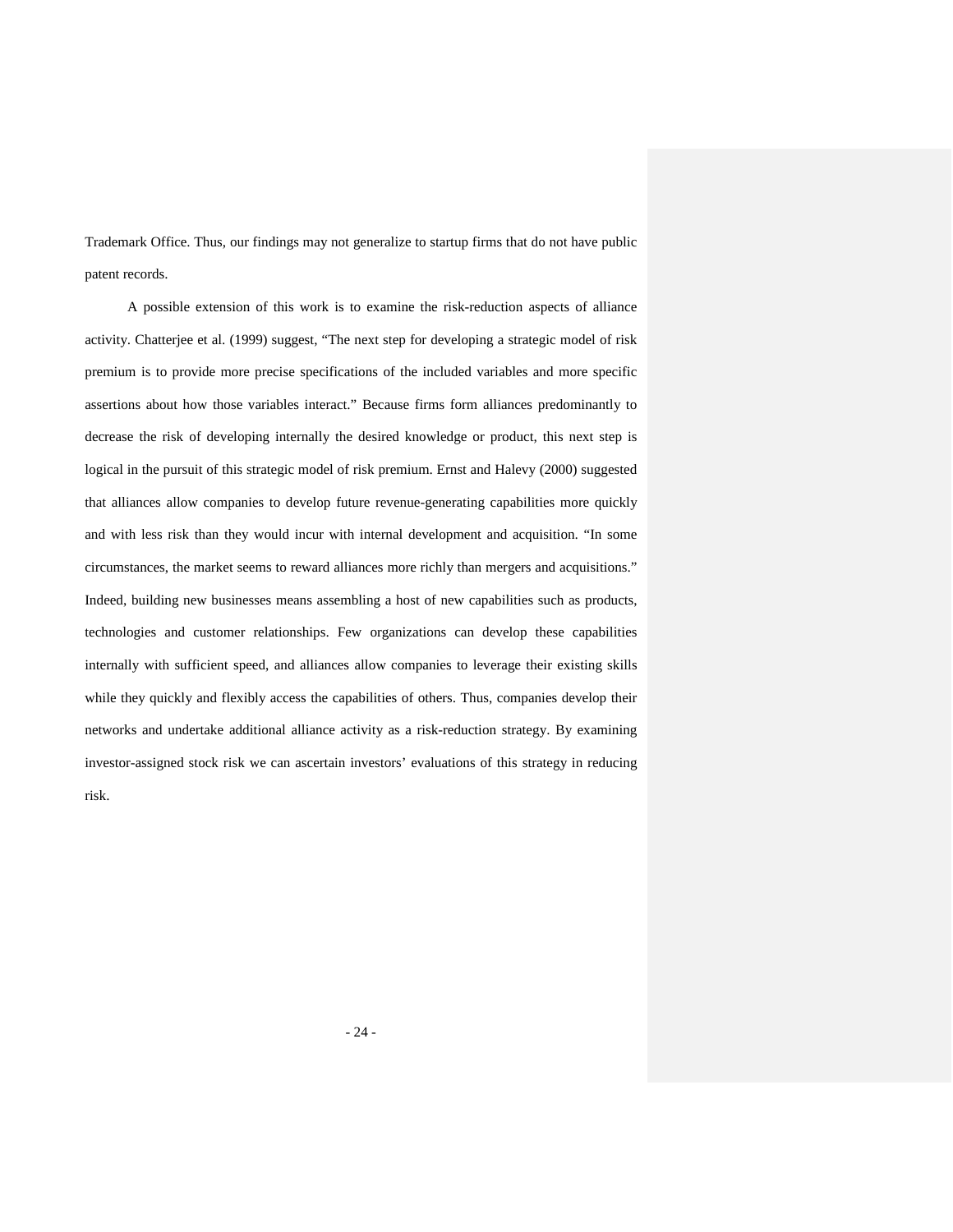Trademark Office. Thus, our findings may not generalize to startup firms that do not have public patent records.

A possible extension of this work is to examine the risk-reduction aspects of alliance activity. Chatterjee et al. (1999) suggest, "The next step for developing a strategic model of risk premium is to provide more precise specifications of the included variables and more specific assertions about how those variables interact." Because firms form alliances predominantly to decrease the risk of developing internally the desired knowledge or product, this next step is logical in the pursuit of this strategic model of risk premium. Ernst and Halevy (2000) suggested that alliances allow companies to develop future revenue-generating capabilities more quickly and with less risk than they would incur with internal development and acquisition. "In some circumstances, the market seems to reward alliances more richly than mergers and acquisitions." Indeed, building new businesses means assembling a host of new capabilities such as products, technologies and customer relationships. Few organizations can develop these capabilities internally with sufficient speed, and alliances allow companies to leverage their existing skills while they quickly and flexibly access the capabilities of others. Thus, companies develop their networks and undertake additional alliance activity as a risk-reduction strategy. By examining investor-assigned stock risk we can ascertain investors' evaluations of this strategy in reducing risk.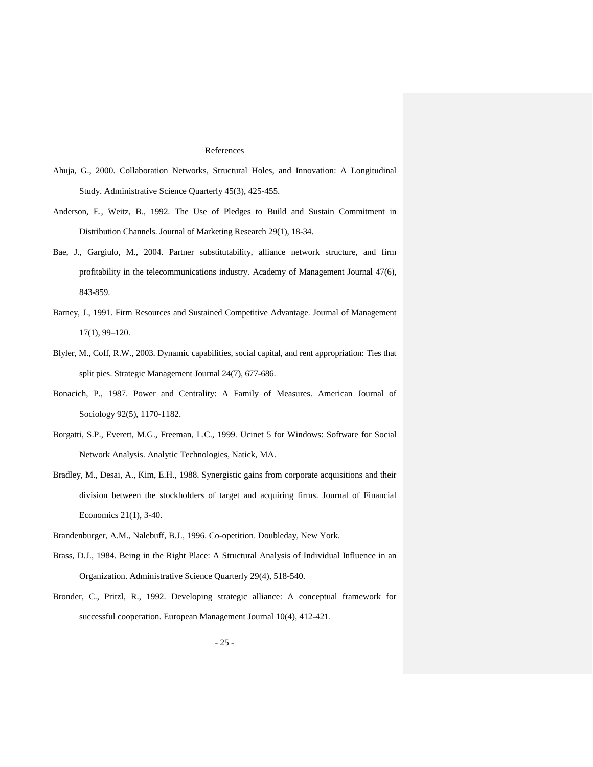# References

Ahuja, G., 2000. Collaboration Networks, Structural Holes, and Innovation: A Longitudinal Study. Administrative Science Quarterly 45(3), 425-455.

Anderson, E., Weitz, B., 1992. The Use of Pledges to Build and Sustain Commitment in Distribution Channels. Journal of Marketing Research 29(1), 18-34.

Bae, J., Gargiulo, M., 2004. Partner substitutability, alliance network structure, and firm profitability in the telecommunications industry. Academy of Management Journal 47(6), 843-859.

Barney, J., 1991. Firm Resources and Sustained Competitive Advantage. Journal of Management 17(1), 99–120.

Blyler, M., Coff, R.W., 2003. Dynamic capabilities, social capital, and rent appropriation: Ties that split pies. Strategic Management Journal 24(7), 677-686.

Bonacich, P., 1987. Power and Centrality: A Family of Measures. American Journal of Sociology 92(5), 1170-1182.

Borgatti, S.P., Everett, M.G., Freeman, L.C., 1999. Ucinet 5 for Windows: Software for Social Network Analysis. Analytic Technologies, Natick, MA.

Bradley, M., Desai, A., Kim, E.H., 1988. Synergistic gains from corporate acquisitions and their division between the stockholders of target and acquiring firms. Journal of Financial Economics 21(1), 3-40.

Brandenburger, A.M., Nalebuff, B.J., 1996. Co-opetition. Doubleday, New York.

Brass, D.J., 1984. Being in the Right Place: A Structural Analysis of Individual Influence in an Organization. Administrative Science Quarterly 29(4), 518-540.

Bronder, C., Pritzl, R., 1992. Developing strategic alliance: A conceptual framework for successful cooperation. European Management Journal 10(4), 412-421.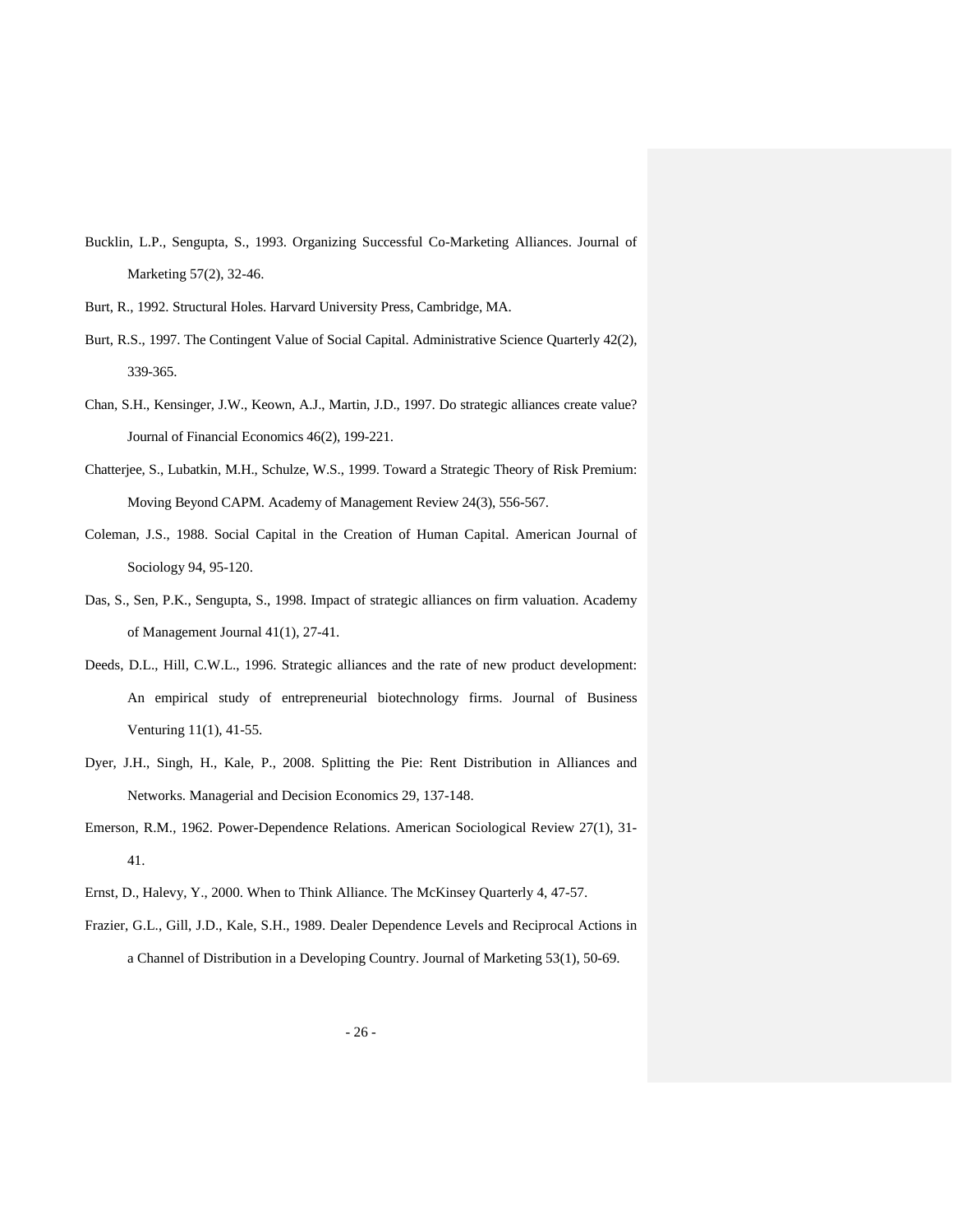Bucklin, L.P., Sengupta, S., 1993. Organizing Successful Co-Marketing Alliances. Journal of Marketing 57(2), 32-46.

Burt, R., 1992. Structural Holes. Harvard University Press, Cambridge, MA.

Burt, R.S., 1997. The Contingent Value of Social Capital. Administrative Science Quarterly 42(2), 339-365.

Chan, S.H., Kensinger, J.W., Keown, A.J., Martin, J.D., 1997. Do strategic alliances create value? Journal of Financial Economics 46(2), 199-221.

Chatterjee, S., Lubatkin, M.H., Schulze, W.S., 1999. Toward a Strategic Theory of Risk Premium: Moving Beyond CAPM. Academy of Management Review 24(3), 556-567.

Coleman, J.S., 1988. Social Capital in the Creation of Human Capital. American Journal of Sociology 94, 95-120.

Das, S., Sen, P.K., Sengupta, S., 1998. Impact of strategic alliances on firm valuation. Academy of Management Journal 41(1), 27-41.

Deeds, D.L., Hill, C.W.L., 1996. Strategic alliances and the rate of new product development: An empirical study of entrepreneurial biotechnology firms. Journal of Business Venturing 11(1), 41-55.

Dyer, J.H., Singh, H., Kale, P., 2008. Splitting the Pie: Rent Distribution in Alliances and Networks. Managerial and Decision Economics 29, 137-148.

Emerson, R.M., 1962. Power-Dependence Relations. American Sociological Review 27(1), 31-41.

Ernst, D., Halevy, Y., 2000. When to Think Alliance. The McKinsey Quarterly 4, 47-57.

Frazier, G.L., Gill, J.D., Kale, S.H., 1989. Dealer Dependence Levels and Reciprocal Actions in a Channel of Distribution in a Developing Country. Journal of Marketing 53(1), 50-69.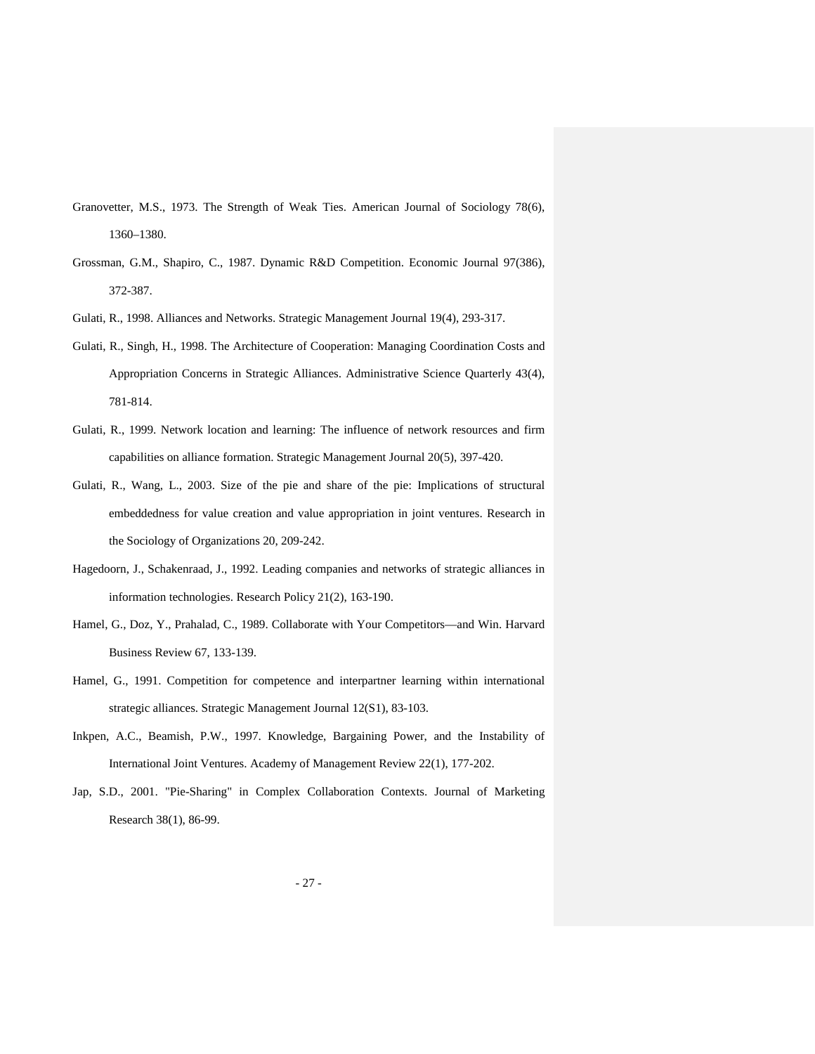Granovetter, M.S., 1973. The Strength of Weak Ties. American Journal of Sociology 78(6), 1360–1380.

Grossman, G.M., Shapiro, C., 1987. Dynamic R&D Competition. Economic Journal 97(386), 372-387.

Gulati, R., 1998. Alliances and Networks. Strategic Management Journal 19(4), 293-317.

Gulati, R., Singh, H., 1998. The Architecture of Cooperation: Managing Coordination Costs and Appropriation Concerns in Strategic Alliances. Administrative Science Quarterly 43(4), 781-814.

Gulati, R., 1999. Network location and learning: The influence of network resources and firm capabilities on alliance formation. Strategic Management Journal 20(5), 397-420.

Gulati, R., Wang, L., 2003. Size of the pie and share of the pie: Implications of structural embeddedness for value creation and value appropriation in joint ventures. Research in the Sociology of Organizations 20, 209-242.

Hagedoorn, J., Schakenraad, J., 1992. Leading companies and networks of strategic alliances in information technologies. Research Policy 21(2), 163-190.

Hamel, G., Doz, Y., Prahalad, C., 1989. Collaborate with Your Competitors—and Win. Harvard Business Review 67, 133-139.

Hamel, G., 1991. Competition for competence and interpartner learning within international strategic alliances. Strategic Management Journal 12(S1), 83-103.

Inkpen, A.C., Beamish, P.W., 1997. Knowledge, Bargaining Power, and the Instability of International Joint Ventures. Academy of Management Review 22(1), 177-202.

Jap, S.D., 2001. "Pie-Sharing" in Complex Collaboration Contexts. Journal of Marketing Research 38(1), 86-99.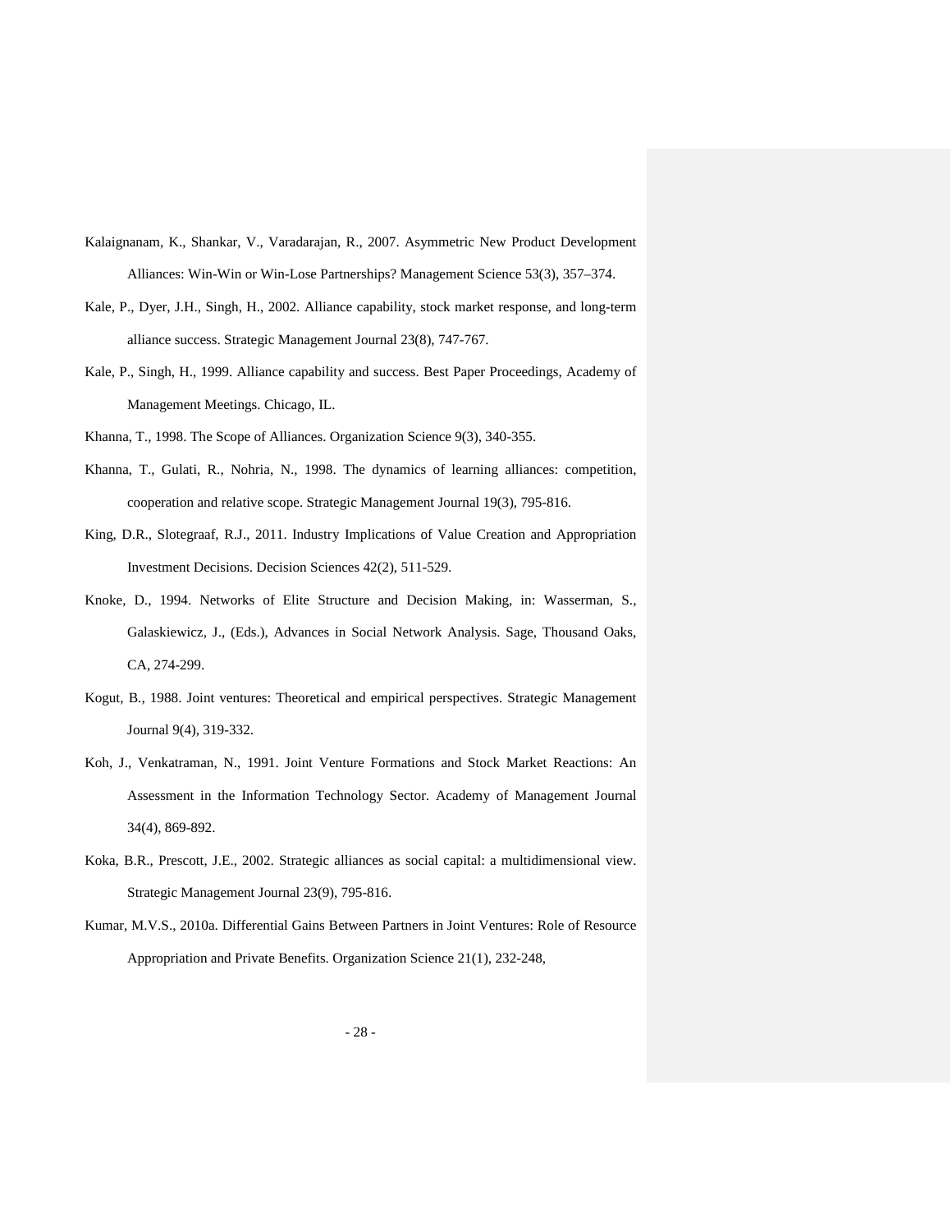Kalaignanam, K., Shankar, V., Varadarajan, R., 2007. Asymmetric New Product Development Alliances: Win-Win or Win-Lose Partnerships? Management Science 53(3), 357–374.

Kale, P., Dyer, J.H., Singh, H., 2002. Alliance capability, stock market response, and long-term alliance success. Strategic Management Journal 23(8), 747-767.

Kale, P., Singh, H., 1999. Alliance capability and success. Best Paper Proceedings, Academy of Management Meetings. Chicago, IL.

Khanna, T., 1998. The Scope of Alliances. Organization Science 9(3), 340-355.

Khanna, T., Gulati, R., Nohria, N., 1998. The dynamics of learning alliances: competition, cooperation and relative scope. Strategic Management Journal 19(3), 795-816.

King, D.R., Slotegraaf, R.J., 2011. Industry Implications of Value Creation and Appropriation Investment Decisions. Decision Sciences 42(2), 511-529.

Knoke, D., 1994. Networks of Elite Structure and Decision Making, in: Wasserman, S., Galaskiewicz, J., (Eds.), Advances in Social Network Analysis. Sage, Thousand Oaks, CA, 274-299.

Kogut, B., 1988. Joint ventures: Theoretical and empirical perspectives. Strategic Management Journal 9(4), 319-332.

Koh, J., Venkatraman, N., 1991. Joint Venture Formations and Stock Market Reactions: An Assessment in the Information Technology Sector. Academy of Management Journal 34(4), 869-892.

Koka, B.R., Prescott, J.E., 2002. Strategic alliances as social capital: a multidimensional view. Strategic Management Journal 23(9), 795-816.

Kumar, M.V.S., 2010a. Differential Gains Between Partners in Joint Ventures: Role of Resource Appropriation and Private Benefits. Organization Science 21(1), 232-248,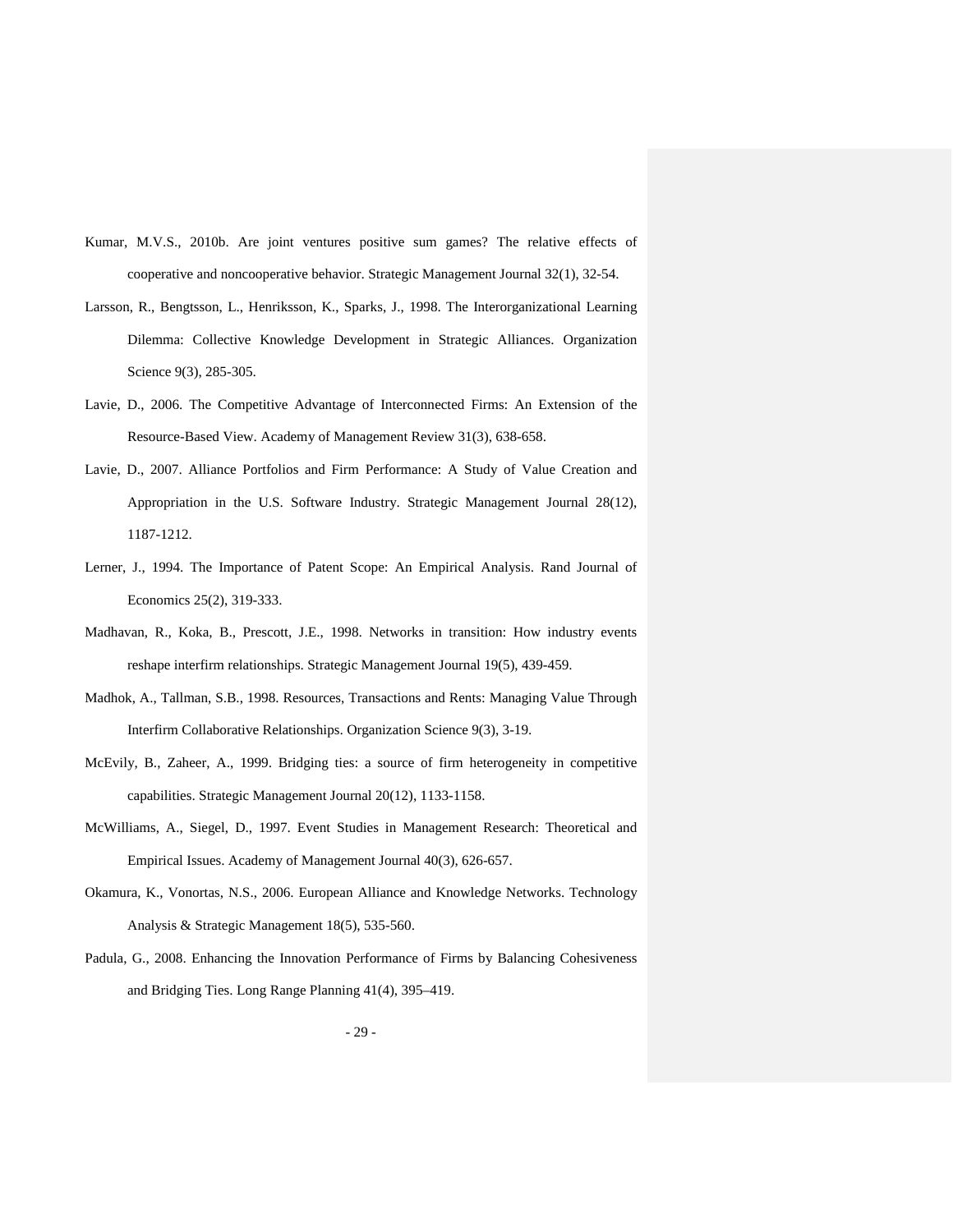Kumar, M.V.S., 2010b. Are joint ventures positive sum games? The relative effects of cooperative and noncooperative behavior. Strategic Management Journal 32(1), 32-54.

Larsson, R., Bengtsson, L., Henriksson, K., Sparks, J., 1998. The Interorganizational Learning Dilemma: Collective Knowledge Development in Strategic Alliances. Organization Science 9(3), 285-305.

Lavie, D., 2006. The Competitive Advantage of Interconnected Firms: An Extension of the Resource-Based View. Academy of Management Review 31(3), 638-658.

Lavie, D., 2007. Alliance Portfolios and Firm Performance: A Study of Value Creation and Appropriation in the U.S. Software Industry. Strategic Management Journal 28(12), 1187-1212.

Lerner, J., 1994. The Importance of Patent Scope: An Empirical Analysis. Rand Journal of Economics 25(2), 319-333.

Madhavan, R., Koka, B., Prescott, J.E., 1998. Networks in transition: How industry events reshape interfirm relationships. Strategic Management Journal 19(5), 439-459.

Madhok, A., Tallman, S.B., 1998. Resources, Transactions and Rents: Managing Value Through Interfirm Collaborative Relationships. Organization Science 9(3), 3-19.

McEvily, B., Zaheer, A., 1999. Bridging ties: a source of firm heterogeneity in competitive capabilities. Strategic Management Journal 20(12), 1133-1158.

McWilliams, A., Siegel, D., 1997. Event Studies in Management Research: Theoretical and Empirical Issues. Academy of Management Journal 40(3), 626-657.

Okamura, K., Vonortas, N.S., 2006. European Alliance and Knowledge Networks. Technology Analysis & Strategic Management 18(5), 535-560.

Padula, G., 2008. Enhancing the Innovation Performance of Firms by Balancing Cohesiveness and Bridging Ties. Long Range Planning 41(4), 395–419.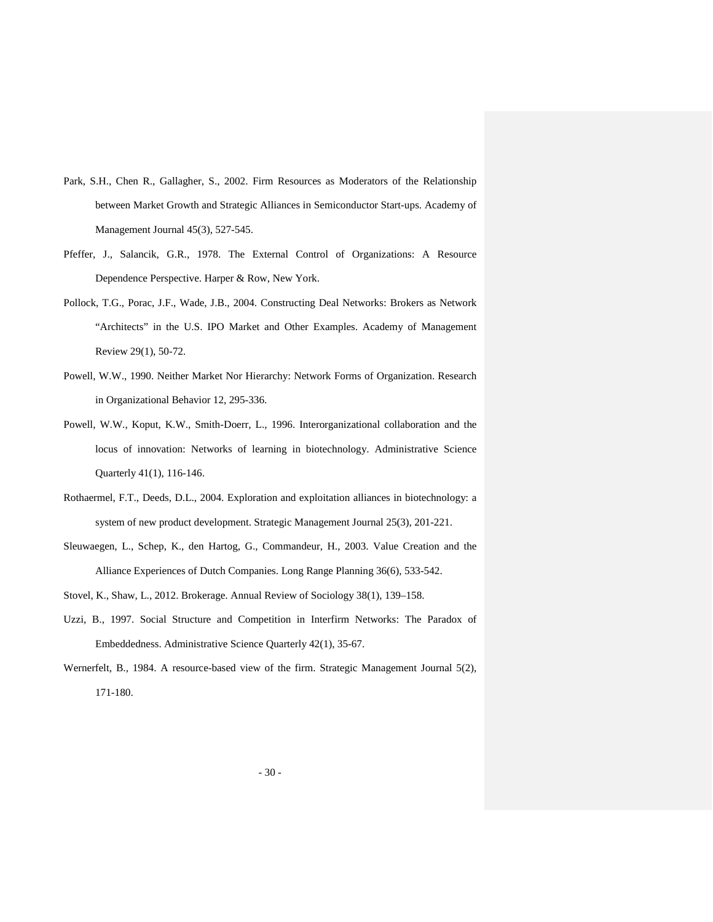Park, S.H., Chen R., Gallagher, S., 2002. Firm Resources as Moderators of the Relationship between Market Growth and Strategic Alliances in Semiconductor Start-ups. Academy of Management Journal 45(3), 527-545.

Pfeffer, J., Salancik, G.R., 1978. The External Control of Organizations: A Resource Dependence Perspective. Harper & Row, New York.

Pollock, T.G., Porac, J.F., Wade, J.B., 2004. Constructing Deal Networks: Brokers as Network "Architects" in the U.S. IPO Market and Other Examples. Academy of Management Review 29(1), 50-72.

Powell, W.W., 1990. Neither Market Nor Hierarchy: Network Forms of Organization. Research in Organizational Behavior 12, 295-336.

Powell, W.W., Koput, K.W., Smith-Doerr, L., 1996. Interorganizational collaboration and the locus of innovation: Networks of learning in biotechnology. Administrative Science Quarterly 41(1), 116-146.

Rothaermel, F.T., Deeds, D.L., 2004. Exploration and exploitation alliances in biotechnology: a system of new product development. Strategic Management Journal 25(3), 201-221.

Sleuwaegen, L., Schep, K., den Hartog, G., Commandeur, H., 2003. Value Creation and the Alliance Experiences of Dutch Companies. Long Range Planning 36(6), 533-542.

Stovel, K., Shaw, L., 2012. Brokerage. Annual Review of Sociology 38(1), 139–158.

Uzzi, B., 1997. Social Structure and Competition in Interfirm Networks: The Paradox of Embeddedness. Administrative Science Quarterly 42(1), 35-67.

Wernerfelt, B., 1984. A resource-based view of the firm. Strategic Management Journal 5(2), 171-180.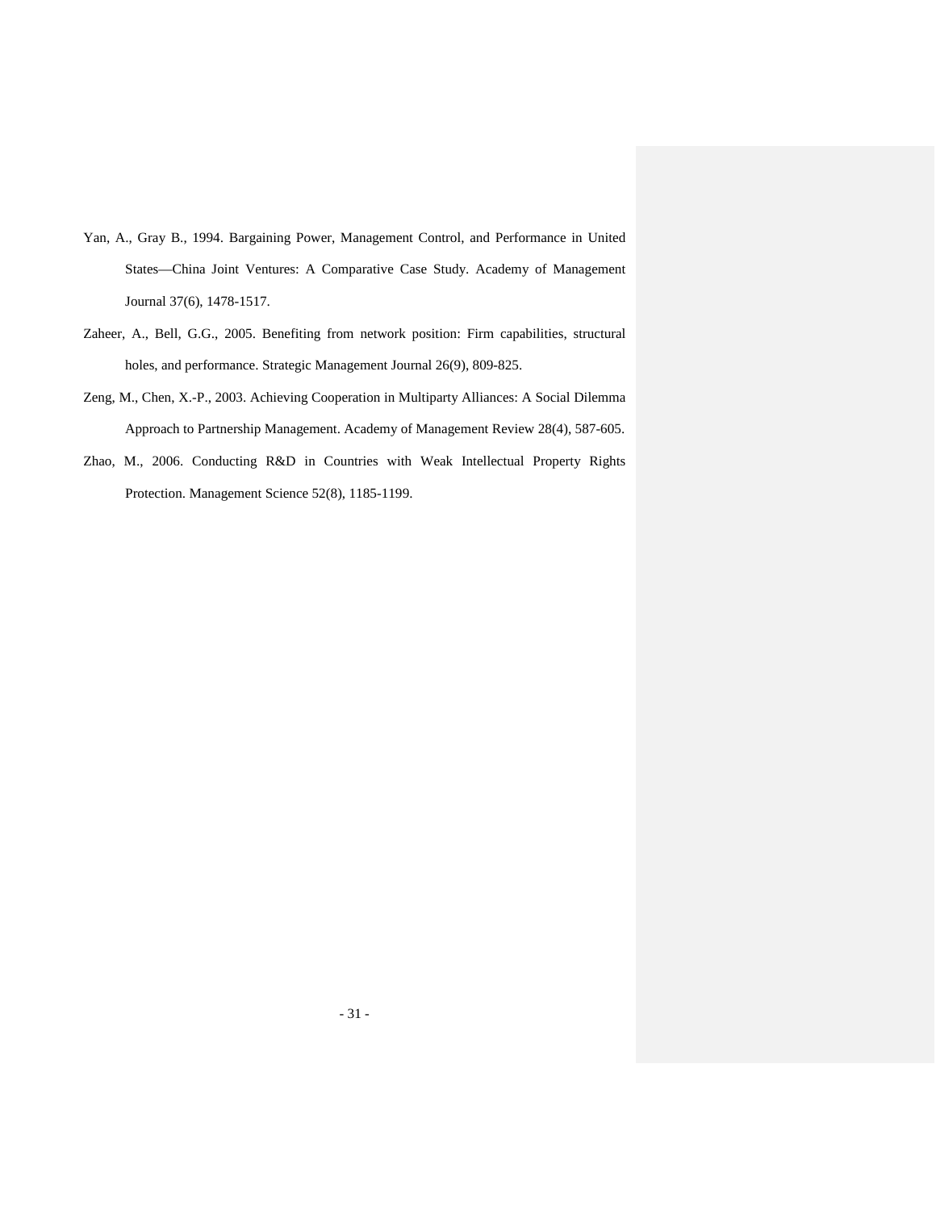Yan, A., Gray B., 1994. Bargaining Power, Management Control, and Performance in United States—China Joint Ventures: A Comparative Case Study. Academy of Management Journal 37(6), 1478-1517.

Zaheer, A., Bell, G.G., 2005. Benefiting from network position: Firm capabilities, structural holes, and performance. Strategic Management Journal 26(9), 809-825.

Zeng, M., Chen, X.-P., 2003. Achieving Cooperation in Multiparty Alliances: A Social Dilemma Approach to Partnership Management. Academy of Management Review 28(4), 587-605.

Zhao, M., 2006. Conducting R&D in Countries with Weak Intellectual Property Rights Protection. Management Science 52(8), 1185-1199.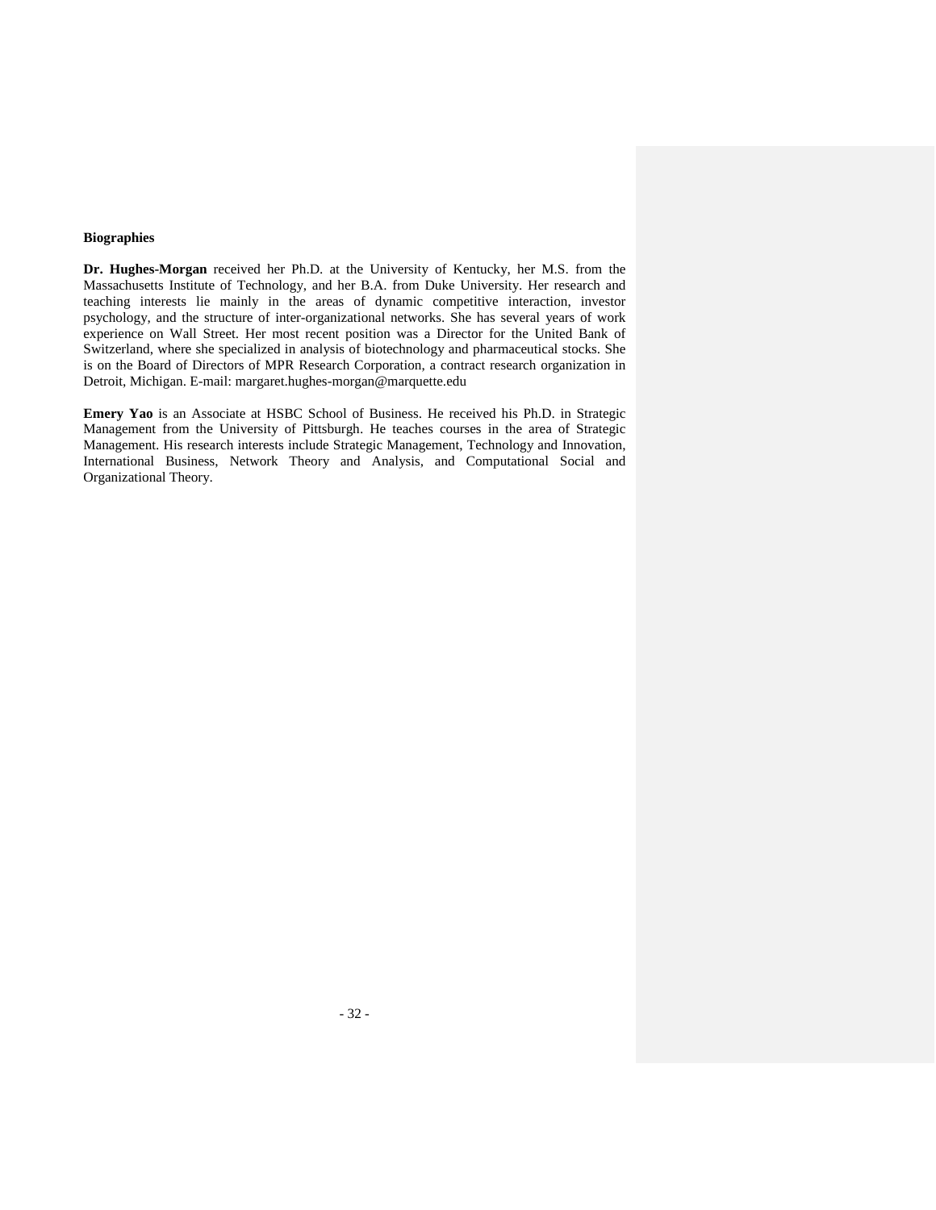**Biographies**

**Dr. Hughes-Morgan** received her Ph.D. at the University of Kentucky, her M.S. from the Massachusetts Institute of Technology, and her B.A. from Duke University. Her research and teaching interests lie mainly in the areas of dynamic competitive interaction, investor psychology, and the structure of inter-organizational networks. She has several years of work experience on Wall Street. Her most recent position was a Director for the United Bank of Switzerland, where she specialized in analysis of biotechnology and pharmaceutical stocks. She is on the Board of Directors of MPR Research Corporation, a contract research organization in Detroit, Michigan. E-mail: margaret.hughes-morgan@marquette.edu

**Emery Yao** is an Associate at HSBC School of Business. He received his Ph.D. in Strategic Management from the University of Pittsburgh. He teaches courses in the area of Strategic Management. His research interests include Strategic Management, Technology and Innovation, International Business, Network Theory and Analysis, and Computational Social and Organizational Theory.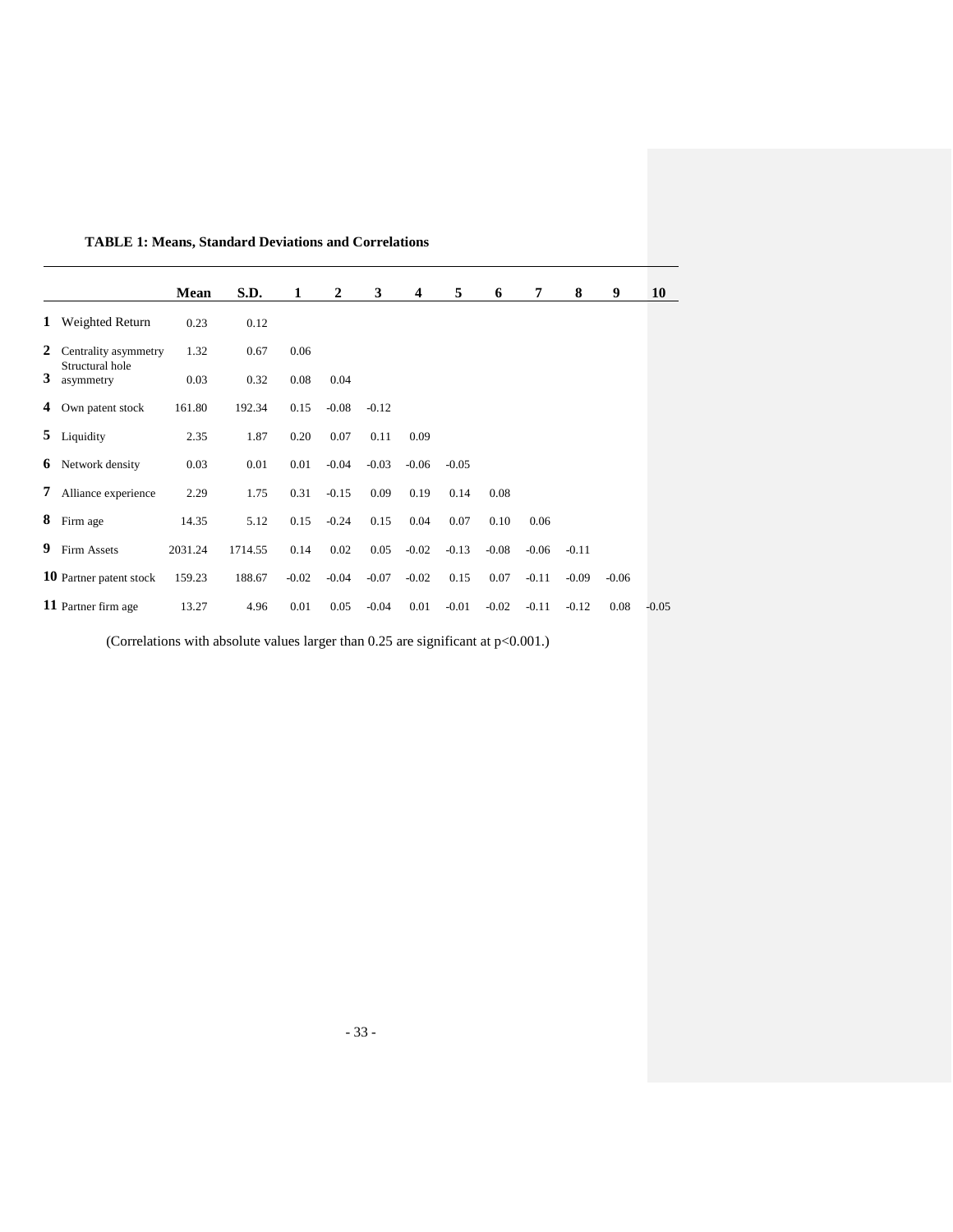**TABLE 1: Means, Standard Deviations and Correlations**

| | | Mean | S.D. | 1 | 2 | 3 | 4 | 5 | 6 | 7 | 8 | 9 | 10 |
|---|---|---|---|---|---|---|---|---|---|---|---|---|---|
| 1 | Weighted Return | 0.23 | 0.12 | | | | | | | | | | |
| 2 | Centrality asymmetry | 1.32 | 0.67 | 0.06 | | | | | | | | | |
| 3 | Structural hole asymmetry | 0.03 | 0.32 | 0.08 | 0.04 | | | | | | | | |
| 4 | Own patent stock | 161.80 | 192.34 | 0.15 | -0.08 | -0.12 | | | | | | | |
| 5 | Liquidity | 2.35 | 1.87 | 0.20 | 0.07 | 0.11 | 0.09 | | | | | | |
| 6 | Network density | 0.03 | 0.01 | 0.01 | -0.04 | -0.03 | -0.06 | -0.05 | | | | | |
| 7 | Alliance experience | 2.29 | 1.75 | 0.31 | -0.15 | 0.09 | 0.19 | 0.14 | 0.08 | | | | |
| 8 | Firm age | 14.35 | 5.12 | 0.15 | -0.24 | 0.15 | 0.04 | 0.07 | 0.10 | 0.06 | | | |
| 9 | Firm Assets | 2031.24 | 1714.55 | 0.14 | 0.02 | 0.05 | -0.02 | -0.13 | -0.08 | -0.06 | -0.11 | | |
| 10 | Partner patent stock | 159.23 | 188.67 | -0.02 | -0.04 | -0.07 | -0.02 | 0.15 | 0.07 | -0.11 | -0.09 | -0.06 | |
| 11 | Partner firm age | 13.27 | 4.96 | 0.01 | 0.05 | -0.04 | 0.01 | -0.01 | -0.02 | -0.11 | -0.12 | 0.08 | -0.05 |

(Correlations with absolute values larger than 0.25 are significant at $p<0.001$.)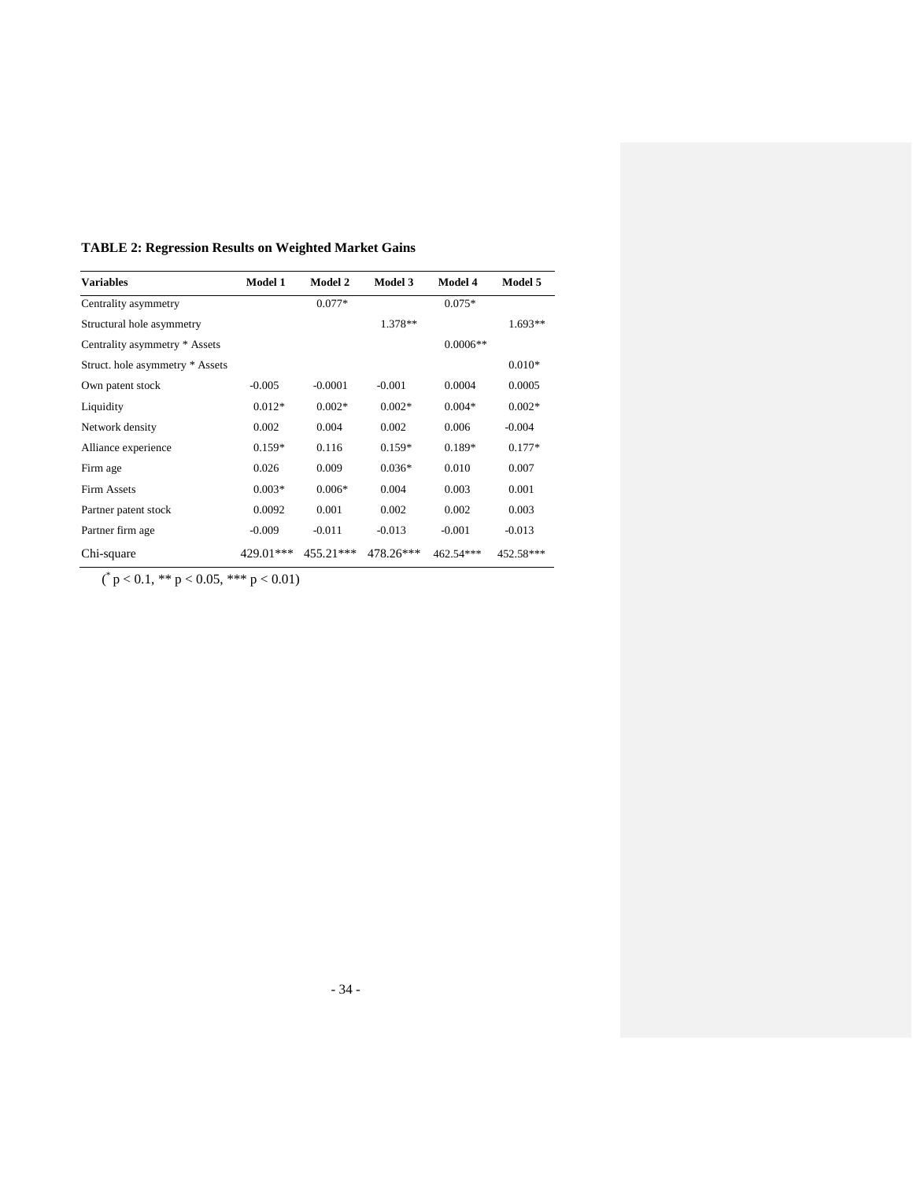**TABLE 2: Regression Results on Weighted Market Gains**

| Variables | Model 1 | Model 2 | Model 3 | Model 4 | Model 5 |
|---|---|---|---|---|---|
| Centrality asymmetry | | 0.077* | | 0.075* | |
| Structural hole asymmetry | | | 1.378** | | 1.693** |
| Centrality asymmetry * Assets | | | | 0.0006** | |
| Struct. hole asymmetry * Assets | | | | | 0.010* |
| Own patent stock | -0.005 | -0.0001 | -0.001 | 0.0004 | 0.0005 |
| Liquidity | 0.012* | 0.002* | 0.002* | 0.004* | 0.002* |
| Network density | 0.002 | 0.004 | 0.002 | 0.006 | -0.004 |
| Alliance experience | 0.159* | 0.116 | 0.159* | 0.189* | 0.177* |
| Firm age | 0.026 | 0.009 | 0.036* | 0.010 | 0.007 |
| Firm Assets | 0.003* | 0.006* | 0.004 | 0.003 | 0.001 |
| Partner patent stock | 0.0092 | 0.001 | 0.002 | 0.002 | 0.003 |
| Partner firm age | -0.009 | -0.011 | -0.013 | -0.001 | -0.013 |
| Chi-square | 429.01*** | 455.21*** | 478.26*** | 462.54*** | 452.58*** |

(* $p < 0.1$, ** $p < 0.05$, *** $p < 0.01$)